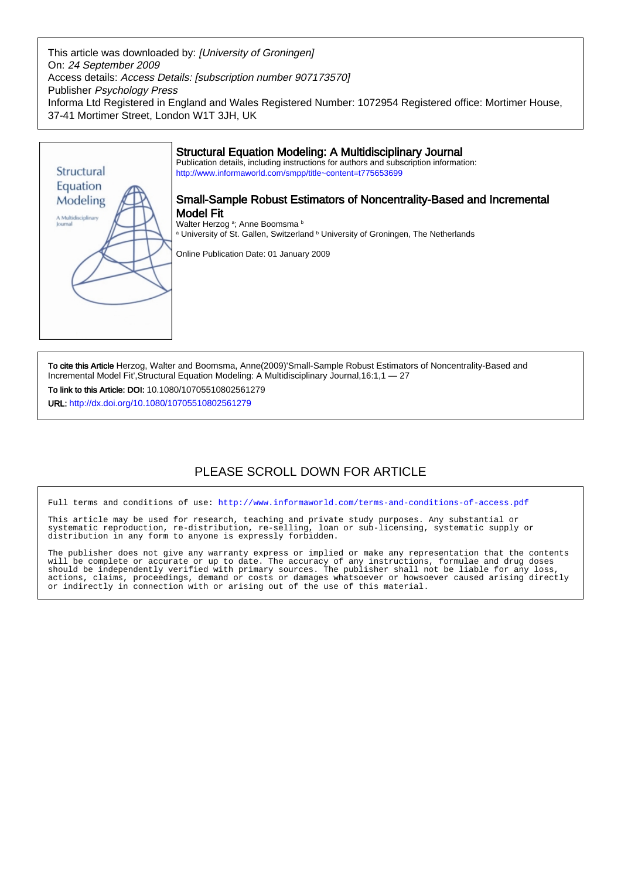This article was downloaded by: *[University of Groningen]*
On: *24 September 2009*
Access details: *Access Details: [subscription number 907173570]*
Publisher *Psychology Press*
Informa Ltd Registered in England and Wales Registered Number: 1072954 Registered office: Mortimer House, 37-41 Mortimer Street, London W1T 3JH, UK

Structural Equation Modeling: A Multidisciplinary Journal

## Structural Equation Modeling: A Multidisciplinary Journal

Publication details, including instructions for authors and subscription information:
http://www.informaworld.com/smpp/title~content=t775653699

# Small-Sample Robust Estimators of Noncentrality-Based and Incremental Model Fit

Walter Herzog [a]; Anne Boomsma [b]

[a] University of St. Gallen, Switzerland [b] University of Groningen, The Netherlands

Online Publication Date: 01 January 2009

**To cite this Article** Herzog, Walter and Boomsma, Anne(2009)'Small-Sample Robust Estimators of Noncentrality-Based and Incremental Model Fit',Structural Equation Modeling: A Multidisciplinary Journal,16:1,1 — 27

**To link to this Article: DOI:** 10.1080/10705510802561279

**URL:** http://dx.doi.org/10.1080/10705510802561279

PLEASE SCROLL DOWN FOR ARTICLE

```
Full terms and conditions of use: http://www.informaworld.com/terms-and-conditions-of-access.pdf

This article may be used for research, teaching and private study purposes. Any substantial or
systematic reproduction, re-distribution, re-selling, loan or sub-licensing, systematic supply or
distribution in any form to anyone is expressly forbidden.

The publisher does not give any warranty express or implied or make any representation that the contents
will be complete or accurate or up to date. The accuracy of any instructions, formulae and drug doses
should be independently verified with primary sources. The publisher shall not be liable for any loss,
actions, claims, proceedings, demand or costs or damages whatsoever or howsoever caused arising directly
or indirectly in connection with or arising out of the use of this material.
```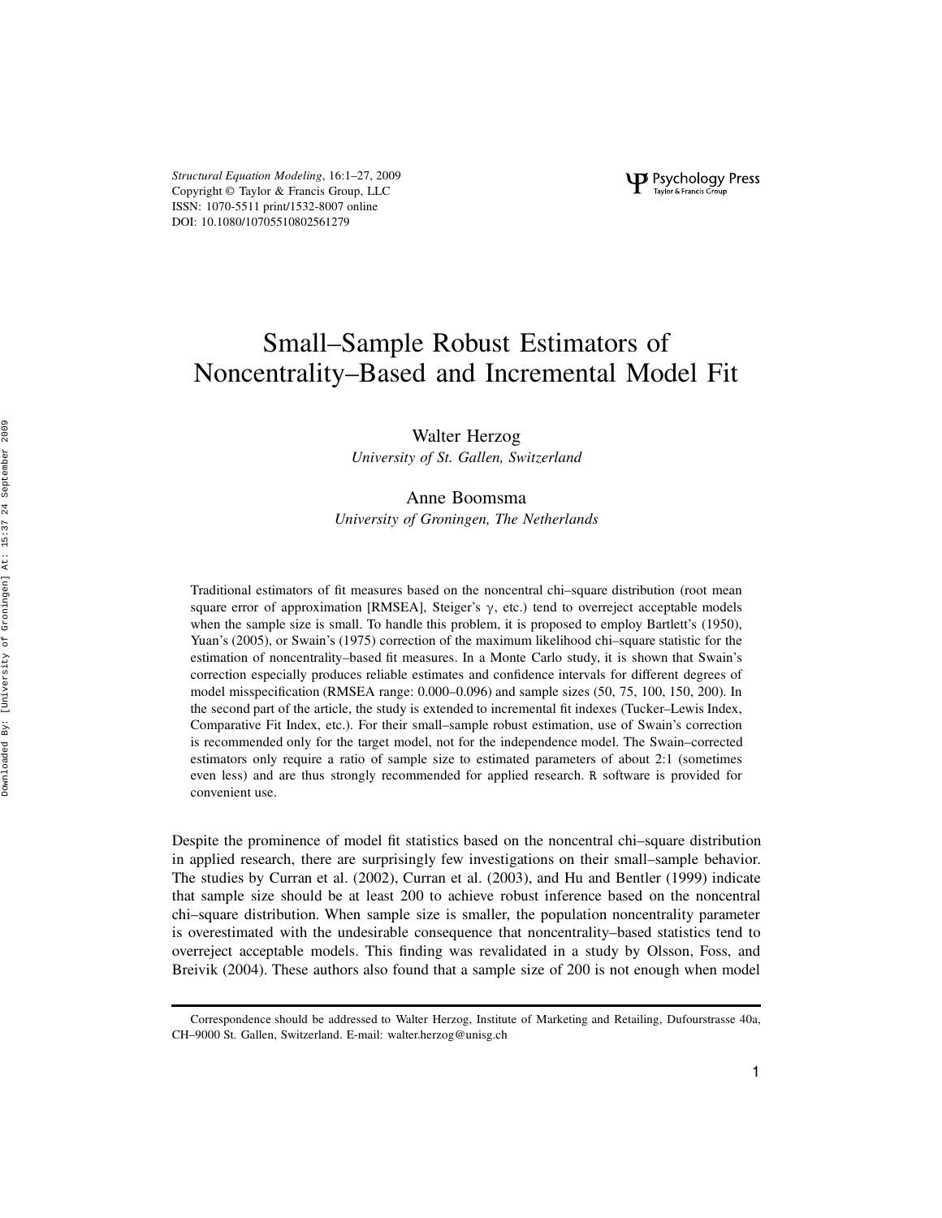# Small–Sample Robust Estimators of Noncentrality–Based and Incremental Model Fit

Walter Herzog
*University of St. Gallen, Switzerland*

Anne Boomsma
*University of Groningen, The Netherlands*

Traditional estimators of fit measures based on the noncentral chi–square distribution (root mean square error of approximation [RMSEA], Steiger's $\gamma$, etc.) tend to overreject acceptable models when the sample size is small. To handle this problem, it is proposed to employ Bartlett's (1950), Yuan's (2005), or Swain's (1975) correction of the maximum likelihood chi–square statistic for the estimation of noncentrality–based fit measures. In a Monte Carlo study, it is shown that Swain's correction especially produces reliable estimates and confidence intervals for different degrees of model misspecification (RMSEA range: 0.000–0.096) and sample sizes (50, 75, 100, 150, 200). In the second part of the article, the study is extended to incremental fit indexes (Tucker–Lewis Index, Comparative Fit Index, etc.). For their small–sample robust estimation, use of Swain's correction is recommended only for the target model, not for the independence model. The Swain–corrected estimators only require a ratio of sample size to estimated parameters of about 2:1 (sometimes even less) and are thus strongly recommended for applied research. R software is provided for convenient use.

Despite the prominence of model fit statistics based on the noncentral chi–square distribution in applied research, there are surprisingly few investigations on their small–sample behavior. The studies by Curran et al. (2002), Curran et al. (2003), and Hu and Bentler (1999) indicate that sample size should be at least 200 to achieve robust inference based on the noncentral chi–square distribution. When sample size is smaller, the population noncentrality parameter is overestimated with the undesirable consequence that noncentrality–based statistics tend to overreject acceptable models. This finding was revalidated in a study by Olsson, Foss, and Breivik (2004). These authors also found that a sample size of 200 is not enough when model

Correspondence should be addressed to Walter Herzog, Institute of Marketing and Retailing, Dufourstrasse 40a, CH–9000 St. Gallen, Switzerland. E-mail: walter.herzog@unisg.ch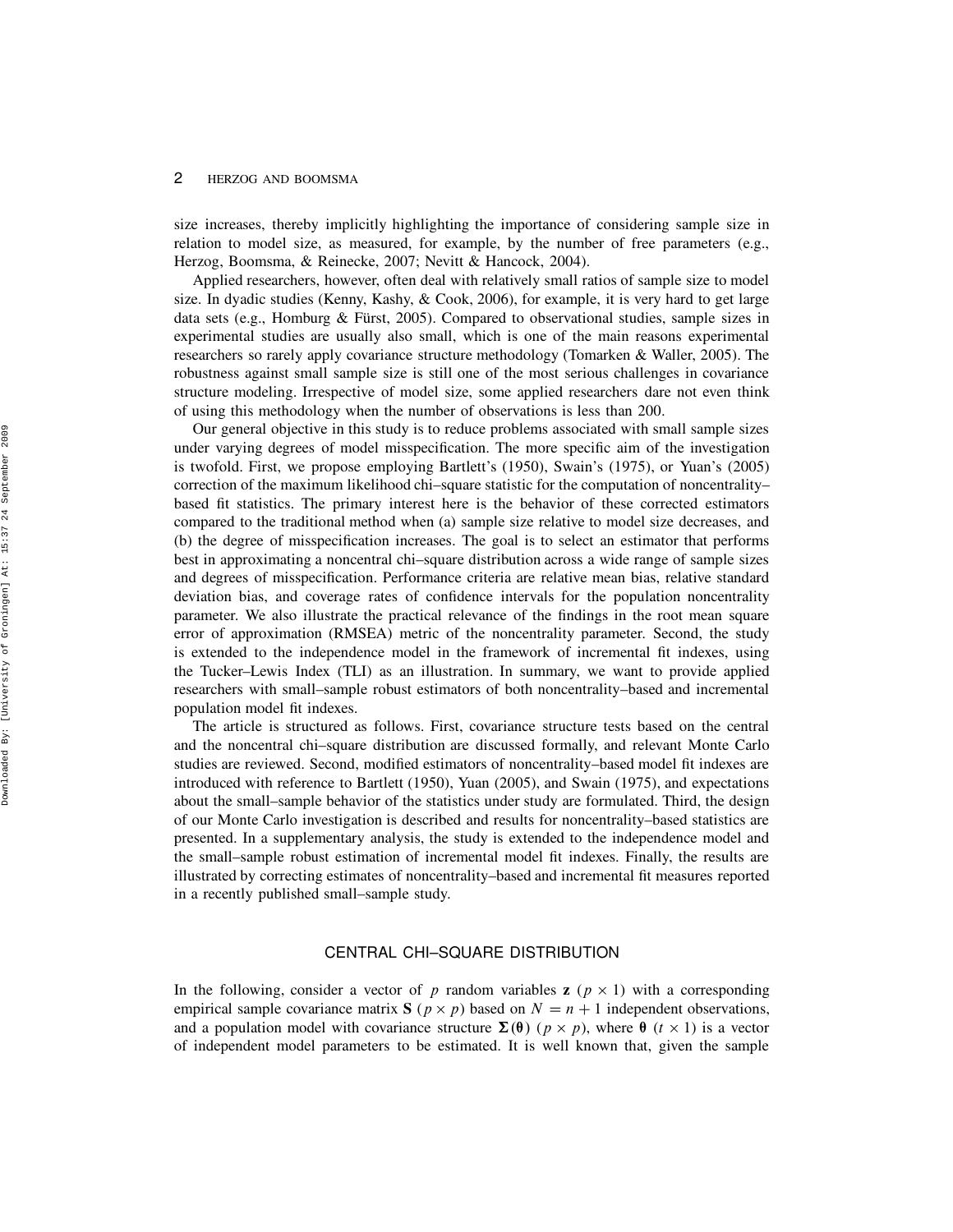size increases, thereby implicitly highlighting the importance of considering sample size in relation to model size, as measured, for example, by the number of free parameters (e.g., Herzog, Boomsma, & Reinecke, 2007; Nevitt & Hancock, 2004).

Applied researchers, however, often deal with relatively small ratios of sample size to model size. In dyadic studies (Kenny, Kashy, & Cook, 2006), for example, it is very hard to get large data sets (e.g., Homburg & Fürst, 2005). Compared to observational studies, sample sizes in experimental studies are usually also small, which is one of the main reasons experimental researchers so rarely apply covariance structure methodology (Tomarken & Waller, 2005). The robustness against small sample size is still one of the most serious challenges in covariance structure modeling. Irrespective of model size, some applied researchers dare not even think of using this methodology when the number of observations is less than 200.

Our general objective in this study is to reduce problems associated with small sample sizes under varying degrees of model misspecification. The more specific aim of the investigation is twofold. First, we propose employing Bartlett's (1950), Swain's (1975), or Yuan's (2005) correction of the maximum likelihood chi–square statistic for the computation of noncentrality–based fit statistics. The primary interest here is the behavior of these corrected estimators compared to the traditional method when (a) sample size relative to model size decreases, and (b) the degree of misspecification increases. The goal is to select an estimator that performs best in approximating a noncentral chi–square distribution across a wide range of sample sizes and degrees of misspecification. Performance criteria are relative mean bias, relative standard deviation bias, and coverage rates of confidence intervals for the population noncentrality parameter. We also illustrate the practical relevance of the findings in the root mean square error of approximation (RMSEA) metric of the noncentrality parameter. Second, the study is extended to the independence model in the framework of incremental fit indexes, using the Tucker–Lewis Index (TLI) as an illustration. In summary, we want to provide applied researchers with small–sample robust estimators of both noncentrality–based and incremental population model fit indexes.

The article is structured as follows. First, covariance structure tests based on the central and the noncentral chi–square distribution are discussed formally, and relevant Monte Carlo studies are reviewed. Second, modified estimators of noncentrality–based model fit indexes are introduced with reference to Bartlett (1950), Yuan (2005), and Swain (1975), and expectations about the small–sample behavior of the statistics under study are formulated. Third, the design of our Monte Carlo investigation is described and results for noncentrality–based statistics are presented. In a supplementary analysis, the study is extended to the independence model and the small–sample robust estimation of incremental model fit indexes. Finally, the results are illustrated by correcting estimates of noncentrality–based and incremental fit measures reported in a recently published small–sample study.

## CENTRAL CHI–SQUARE DISTRIBUTION

In the following, consider a vector of $p$ random variables $\mathbf{z}$ $(p \times 1)$ with a corresponding empirical sample covariance matrix $\mathbf{S}$ $(p \times p)$ based on $N = n + 1$ independent observations, and a population model with covariance structure $\boldsymbol{\Sigma}(\boldsymbol{\theta})$ $(p \times p)$, where $\boldsymbol{\theta}$ $(t \times 1)$ is a vector of independent model parameters to be estimated. It is well known that, given the sample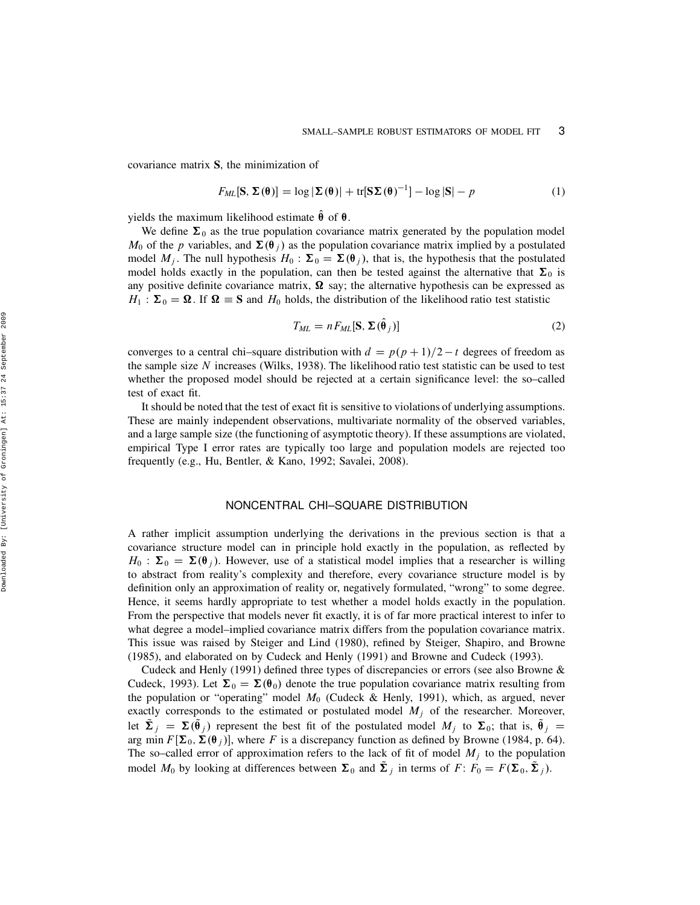covariance matrix $\mathbf{S}$, the minimization of

$$F_{ML}[\mathbf{S}, \boldsymbol{\Sigma}(\boldsymbol{\theta})] = \log|\boldsymbol{\Sigma}(\boldsymbol{\theta})| + \mathrm{tr}[\mathbf{S}\boldsymbol{\Sigma}(\boldsymbol{\theta})^{-1}] - \log|\mathbf{S}| - p \tag{1}$$

yields the maximum likelihood estimate $\hat{\boldsymbol{\theta}}$ of $\boldsymbol{\theta}$.

We define $\boldsymbol{\Sigma}_0$ as the true population covariance matrix generated by the population model $M_0$ of the $p$ variables, and $\boldsymbol{\Sigma}(\boldsymbol{\theta}_j)$ as the population covariance matrix implied by a postulated model $M_j$. The null hypothesis $H_0 : \boldsymbol{\Sigma}_0 = \boldsymbol{\Sigma}(\boldsymbol{\theta}_j)$, that is, the hypothesis that the postulated model holds exactly in the population, can then be tested against the alternative that $\boldsymbol{\Sigma}_0$ is any positive definite covariance matrix, $\boldsymbol{\Omega}$ say; the alternative hypothesis can be expressed as $H_1 : \boldsymbol{\Sigma}_0 = \boldsymbol{\Omega}$. If $\boldsymbol{\Omega} \equiv \mathbf{S}$ and $H_0$ holds, the distribution of the likelihood ratio test statistic

$$T_{ML} = nF_{ML}[\mathbf{S}, \boldsymbol{\Sigma}(\hat{\boldsymbol{\theta}}_j)] \tag{2}$$

converges to a central chi–square distribution with $d = p(p+1)/2 - t$ degrees of freedom as the sample size $N$ increases (Wilks, 1938). The likelihood ratio test statistic can be used to test whether the proposed model should be rejected at a certain significance level: the so–called test of exact fit.

It should be noted that the test of exact fit is sensitive to violations of underlying assumptions. These are mainly independent observations, multivariate normality of the observed variables, and a large sample size (the functioning of asymptotic theory). If these assumptions are violated, empirical Type I error rates are typically too large and population models are rejected too frequently (e.g., Hu, Bentler, & Kano, 1992; Savalei, 2008).

## NONCENTRAL CHI–SQUARE DISTRIBUTION

A rather implicit assumption underlying the derivations in the previous section is that a covariance structure model can in principle hold exactly in the population, as reflected by $H_0 : \boldsymbol{\Sigma}_0 = \boldsymbol{\Sigma}(\boldsymbol{\theta}_j)$. However, use of a statistical model implies that a researcher is willing to abstract from reality's complexity and therefore, every covariance structure model is by definition only an approximation of reality or, negatively formulated, "wrong" to some degree. Hence, it seems hardly appropriate to test whether a model holds exactly in the population. From the perspective that models never fit exactly, it is of far more practical interest to infer to what degree a model–implied covariance matrix differs from the population covariance matrix. This issue was raised by Steiger and Lind (1980), refined by Steiger, Shapiro, and Browne (1985), and elaborated on by Cudeck and Henly (1991) and Browne and Cudeck (1993).

Cudeck and Henly (1991) defined three types of discrepancies or errors (see also Browne & Cudeck, 1993). Let $\boldsymbol{\Sigma}_0 = \boldsymbol{\Sigma}(\boldsymbol{\theta}_0)$ denote the true population covariance matrix resulting from the population or "operating" model $M_0$ (Cudeck & Henly, 1991), which, as argued, never exactly corresponds to the estimated or postulated model $M_j$ of the researcher. Moreover, let $\tilde{\boldsymbol{\Sigma}}_j = \boldsymbol{\Sigma}(\tilde{\boldsymbol{\theta}}_j)$ represent the best fit of the postulated model $M_j$ to $\boldsymbol{\Sigma}_0$; that is, $\tilde{\boldsymbol{\theta}}_j = \arg\min F[\boldsymbol{\Sigma}_0, \boldsymbol{\Sigma}(\boldsymbol{\theta}_j)]$, where $F$ is a discrepancy function as defined by Browne (1984, p. 64). The so–called error of approximation refers to the lack of fit of model $M_j$ to the population model $M_0$ by looking at differences between $\boldsymbol{\Sigma}_0$ and $\tilde{\boldsymbol{\Sigma}}_j$ in terms of $F$: $F_0 = F(\boldsymbol{\Sigma}_0, \tilde{\boldsymbol{\Sigma}}_j)$.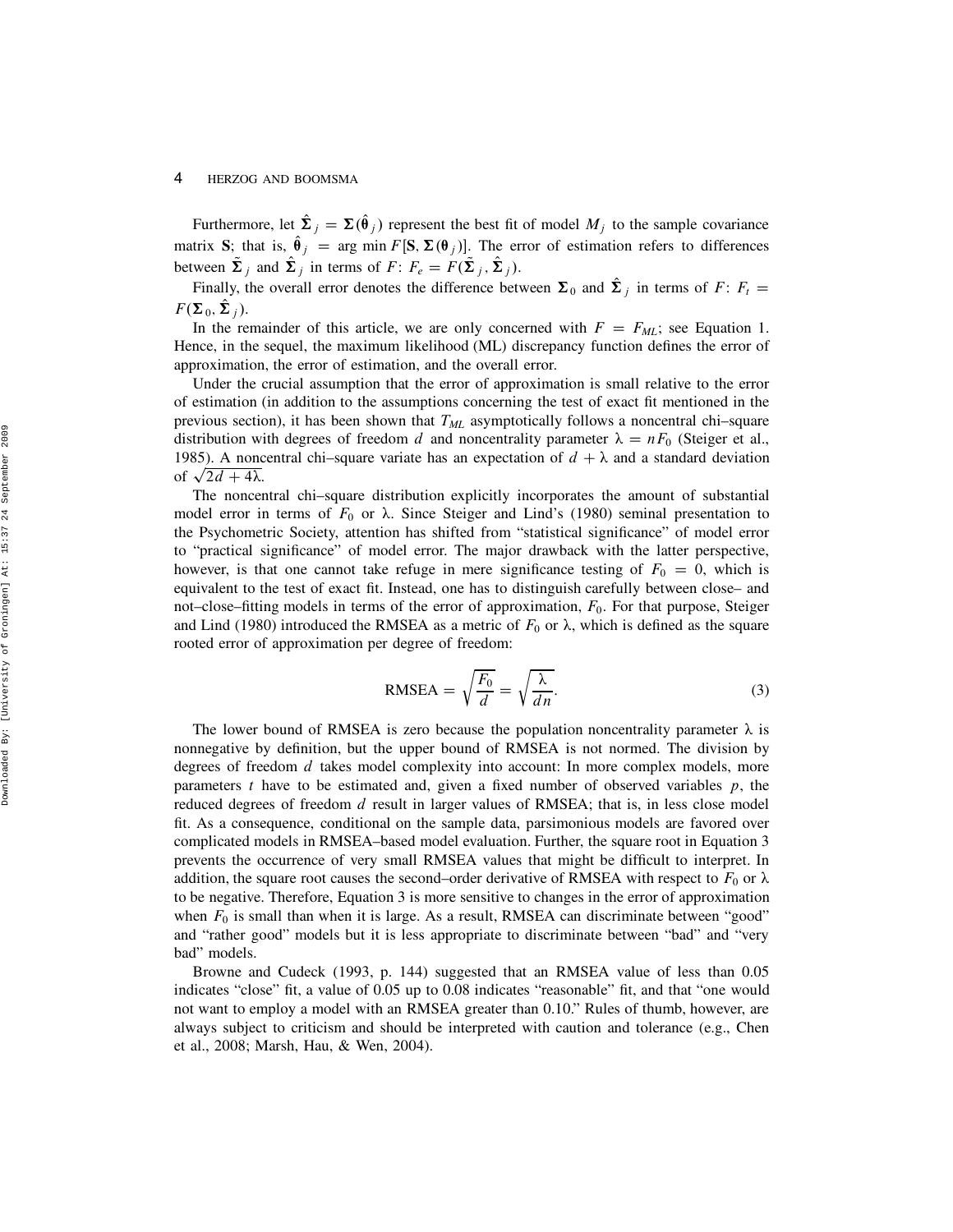Furthermore, let $\hat{\boldsymbol{\Sigma}}_j = \boldsymbol{\Sigma}(\hat{\boldsymbol{\theta}}_j)$ represent the best fit of model $M_j$ to the sample covariance matrix $\mathbf{S}$; that is, $\hat{\boldsymbol{\theta}}_j = \arg\min F[\mathbf{S}, \boldsymbol{\Sigma}(\boldsymbol{\theta}_j)]$. The error of estimation refers to differences between $\tilde{\boldsymbol{\Sigma}}_j$ and $\hat{\boldsymbol{\Sigma}}_j$ in terms of $F$: $F_e = F(\tilde{\boldsymbol{\Sigma}}_j, \hat{\boldsymbol{\Sigma}}_j)$.

Finally, the overall error denotes the difference between $\boldsymbol{\Sigma}_0$ and $\hat{\boldsymbol{\Sigma}}_j$ in terms of $F$: $F_t = F(\boldsymbol{\Sigma}_0, \hat{\boldsymbol{\Sigma}}_j)$.

In the remainder of this article, we are only concerned with $F = F_{ML}$; see Equation 1. Hence, in the sequel, the maximum likelihood (ML) discrepancy function defines the error of approximation, the error of estimation, and the overall error.

Under the crucial assumption that the error of approximation is small relative to the error of estimation (in addition to the assumptions concerning the test of exact fit mentioned in the previous section), it has been shown that $T_{ML}$ asymptotically follows a noncentral chi–square distribution with degrees of freedom $d$ and noncentrality parameter $\lambda = nF_0$ (Steiger et al., 1985). A noncentral chi–square variate has an expectation of $d + \lambda$ and a standard deviation of $\sqrt{2d + 4\lambda}$.

The noncentral chi–square distribution explicitly incorporates the amount of substantial model error in terms of $F_0$ or $\lambda$. Since Steiger and Lind's (1980) seminal presentation to the Psychometric Society, attention has shifted from "statistical significance" of model error to "practical significance" of model error. The major drawback with the latter perspective, however, is that one cannot take refuge in mere significance testing of $F_0 = 0$, which is equivalent to the test of exact fit. Instead, one has to distinguish carefully between close– and not–close–fitting models in terms of the error of approximation, $F_0$. For that purpose, Steiger and Lind (1980) introduced the RMSEA as a metric of $F_0$ or $\lambda$, which is defined as the square rooted error of approximation per degree of freedom:

$$\text{RMSEA} = \sqrt{\frac{F_0}{d}} = \sqrt{\frac{\lambda}{dn}}. \tag{3}$$

The lower bound of RMSEA is zero because the population noncentrality parameter $\lambda$ is nonnegative by definition, but the upper bound of RMSEA is not normed. The division by degrees of freedom $d$ takes model complexity into account: In more complex models, more parameters $t$ have to be estimated and, given a fixed number of observed variables $p$, the reduced degrees of freedom $d$ result in larger values of RMSEA; that is, in less close model fit. As a consequence, conditional on the sample data, parsimonious models are favored over complicated models in RMSEA–based model evaluation. Further, the square root in Equation 3 prevents the occurrence of very small RMSEA values that might be difficult to interpret. In addition, the square root causes the second–order derivative of RMSEA with respect to $F_0$ or $\lambda$ to be negative. Therefore, Equation 3 is more sensitive to changes in the error of approximation when $F_0$ is small than when it is large. As a result, RMSEA can discriminate between "good" and "rather good" models but it is less appropriate to discriminate between "bad" and "very bad" models.

Browne and Cudeck (1993, p. 144) suggested that an RMSEA value of less than 0.05 indicates "close" fit, a value of 0.05 up to 0.08 indicates "reasonable" fit, and that "one would not want to employ a model with an RMSEA greater than 0.10." Rules of thumb, however, are always subject to criticism and should be interpreted with caution and tolerance (e.g., Chen et al., 2008; Marsh, Hau, & Wen, 2004).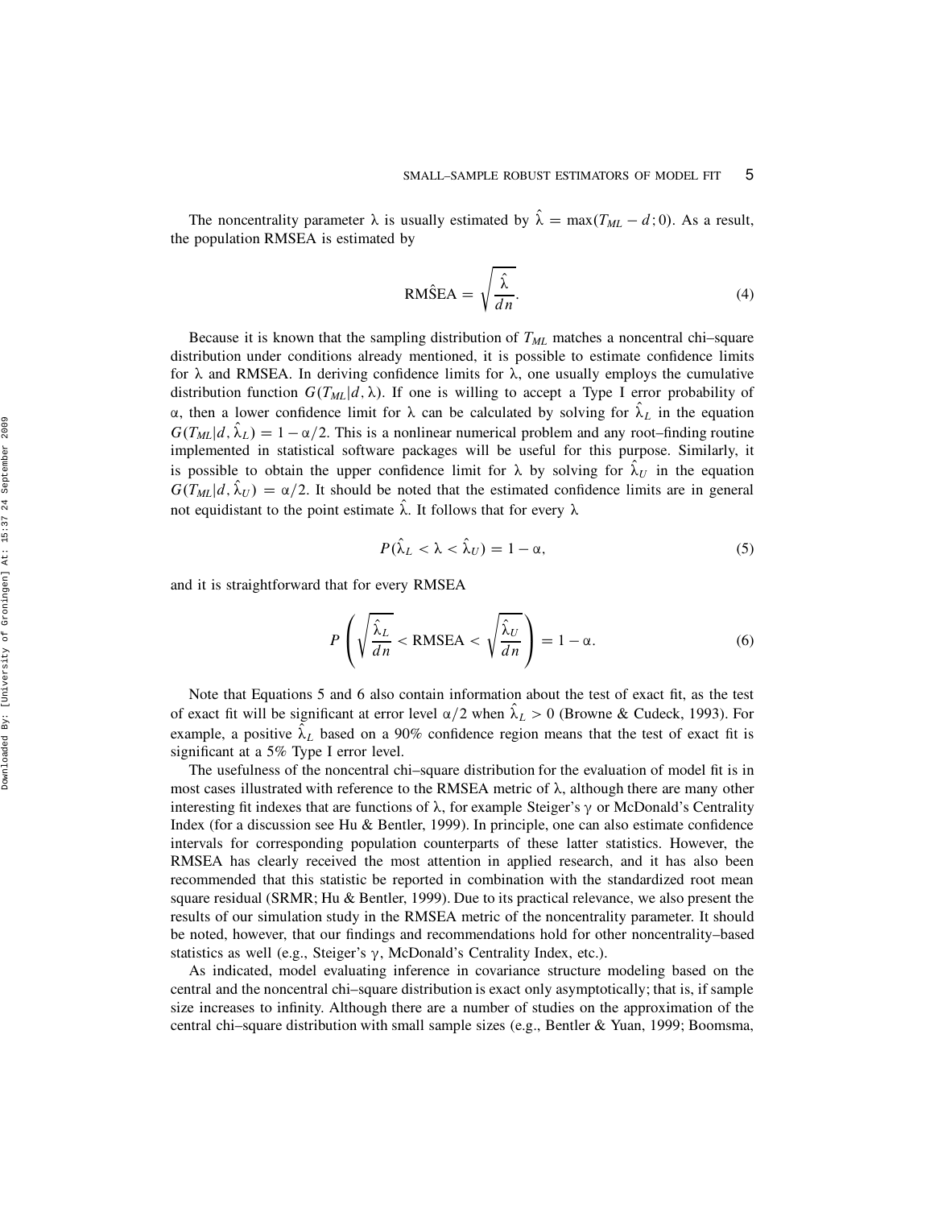The noncentrality parameter $\lambda$ is usually estimated by $\hat{\lambda} = \max(T_{ML} - d; 0)$. As a result, the population RMSEA is estimated by

$$\text{RM}\hat{\text{S}}\text{EA} = \sqrt{\frac{\hat{\lambda}}{dn}}. \tag{4}$$

Because it is known that the sampling distribution of $T_{ML}$ matches a noncentral chi–square distribution under conditions already mentioned, it is possible to estimate confidence limits for $\lambda$ and RMSEA. In deriving confidence limits for $\lambda$, one usually employs the cumulative distribution function $G(T_{ML}|d, \lambda)$. If one is willing to accept a Type I error probability of $\alpha$, then a lower confidence limit for $\lambda$ can be calculated by solving for $\hat{\lambda}_L$ in the equation $G(T_{ML}|d, \hat{\lambda}_L) = 1 - \alpha/2$. This is a nonlinear numerical problem and any root–finding routine implemented in statistical software packages will be useful for this purpose. Similarly, it is possible to obtain the upper confidence limit for $\lambda$ by solving for $\hat{\lambda}_U$ in the equation $G(T_{ML}|d, \hat{\lambda}_U) = \alpha/2$. It should be noted that the estimated confidence limits are in general not equidistant to the point estimate $\hat{\lambda}$. It follows that for every $\lambda$

$$P(\hat{\lambda}_L < \lambda < \hat{\lambda}_U) = 1 - \alpha, \tag{5}$$

and it is straightforward that for every RMSEA

$$P\left(\sqrt{\frac{\hat{\lambda}_L}{dn}} < \text{RMSEA} < \sqrt{\frac{\hat{\lambda}_U}{dn}}\right) = 1 - \alpha. \tag{6}$$

Note that Equations 5 and 6 also contain information about the test of exact fit, as the test of exact fit will be significant at error level $\alpha/2$ when $\hat{\lambda}_L > 0$ (Browne & Cudeck, 1993). For example, a positive $\hat{\lambda}_L$ based on a 90% confidence region means that the test of exact fit is significant at a 5% Type I error level.

The usefulness of the noncentral chi–square distribution for the evaluation of model fit is in most cases illustrated with reference to the RMSEA metric of $\lambda$, although there are many other interesting fit indexes that are functions of $\lambda$, for example Steiger's $\gamma$ or McDonald's Centrality Index (for a discussion see Hu & Bentler, 1999). In principle, one can also estimate confidence intervals for corresponding population counterparts of these latter statistics. However, the RMSEA has clearly received the most attention in applied research, and it has also been recommended that this statistic be reported in combination with the standardized root mean square residual (SRMR; Hu & Bentler, 1999). Due to its practical relevance, we also present the results of our simulation study in the RMSEA metric of the noncentrality parameter. It should be noted, however, that our findings and recommendations hold for other noncentrality–based statistics as well (e.g., Steiger's $\gamma$, McDonald's Centrality Index, etc.).

As indicated, model evaluating inference in covariance structure modeling based on the central and the noncentral chi–square distribution is exact only asymptotically; that is, if sample size increases to infinity. Although there are a number of studies on the approximation of the central chi–square distribution with small sample sizes (e.g., Bentler & Yuan, 1999; Boomsma,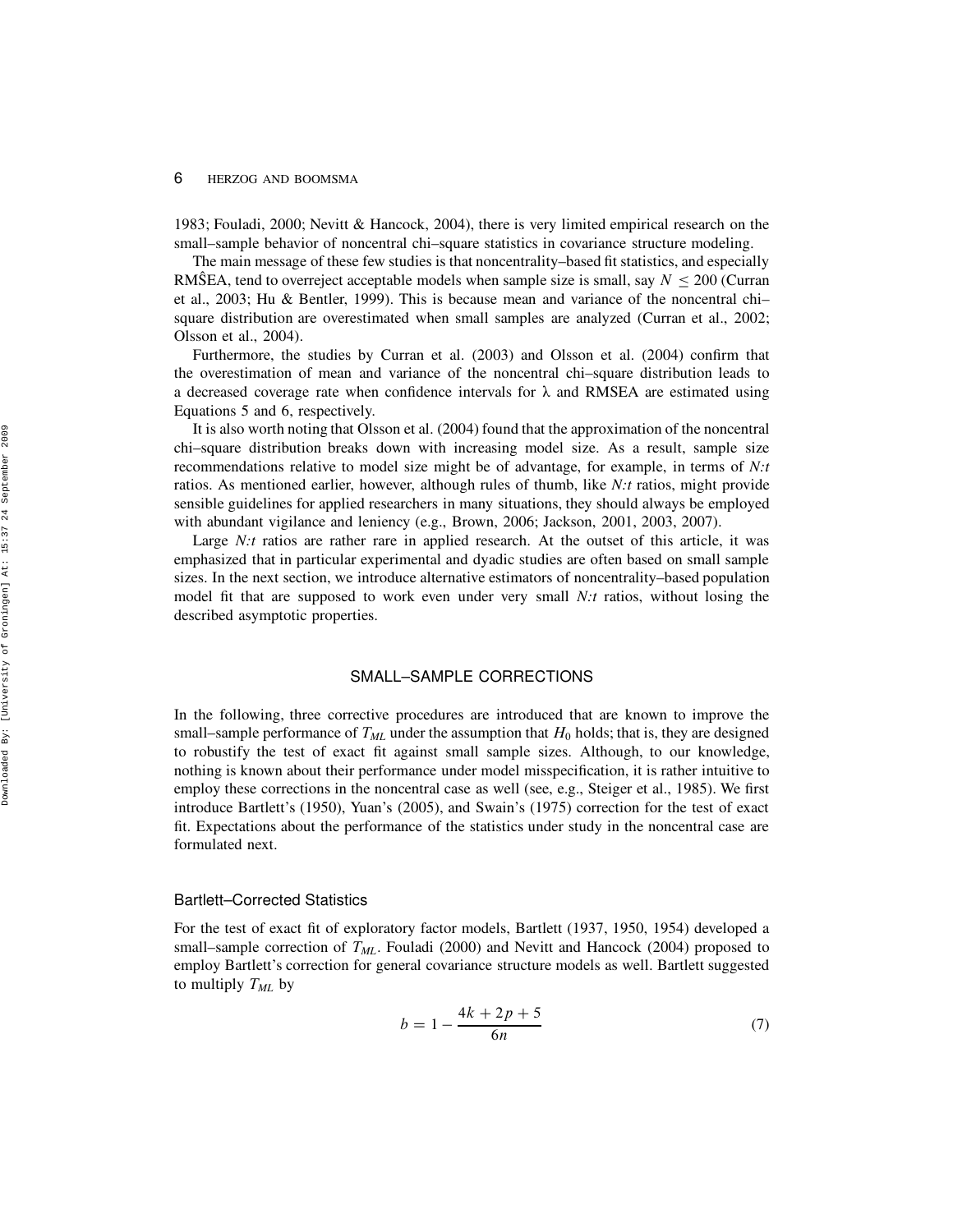1983; Fouladi, 2000; Nevitt & Hancock, 2004), there is very limited empirical research on the small–sample behavior of noncentral chi–square statistics in covariance structure modeling.

The main message of these few studies is that noncentrality–based fit statistics, and especially $\widehat{\text{RMSEA}}$, tend to overreject acceptable models when sample size is small, say $N \leq 200$ (Curran et al., 2003; Hu & Bentler, 1999). This is because mean and variance of the noncentral chi–square distribution are overestimated when small samples are analyzed (Curran et al., 2002; Olsson et al., 2004).

Furthermore, the studies by Curran et al. (2003) and Olsson et al. (2004) confirm that the overestimation of mean and variance of the noncentral chi–square distribution leads to a decreased coverage rate when confidence intervals for $\lambda$ and RMSEA are estimated using Equations 5 and 6, respectively.

It is also worth noting that Olsson et al. (2004) found that the approximation of the noncentral chi–square distribution breaks down with increasing model size. As a result, sample size recommendations relative to model size might be of advantage, for example, in terms of *N:t* ratios. As mentioned earlier, however, although rules of thumb, like *N:t* ratios, might provide sensible guidelines for applied researchers in many situations, they should always be employed with abundant vigilance and leniency (e.g., Brown, 2006; Jackson, 2001, 2003, 2007).

Large *N:t* ratios are rather rare in applied research. At the outset of this article, it was emphasized that in particular experimental and dyadic studies are often based on small sample sizes. In the next section, we introduce alternative estimators of noncentrality–based population model fit that are supposed to work even under very small *N:t* ratios, without losing the described asymptotic properties.

## SMALL–SAMPLE CORRECTIONS

In the following, three corrective procedures are introduced that are known to improve the small–sample performance of $T_{ML}$ under the assumption that $H_0$ holds; that is, they are designed to robustify the test of exact fit against small sample sizes. Although, to our knowledge, nothing is known about their performance under model misspecification, it is rather intuitive to employ these corrections in the noncentral case as well (see, e.g., Steiger et al., 1985). We first introduce Bartlett's (1950), Yuan's (2005), and Swain's (1975) correction for the test of exact fit. Expectations about the performance of the statistics under study in the noncentral case are formulated next.

### Bartlett–Corrected Statistics

For the test of exact fit of exploratory factor models, Bartlett (1937, 1950, 1954) developed a small–sample correction of $T_{ML}$. Fouladi (2000) and Nevitt and Hancock (2004) proposed to employ Bartlett's correction for general covariance structure models as well. Bartlett suggested to multiply $T_{ML}$ by

$$b = 1 - \frac{4k + 2p + 5}{6n} \tag{7}$$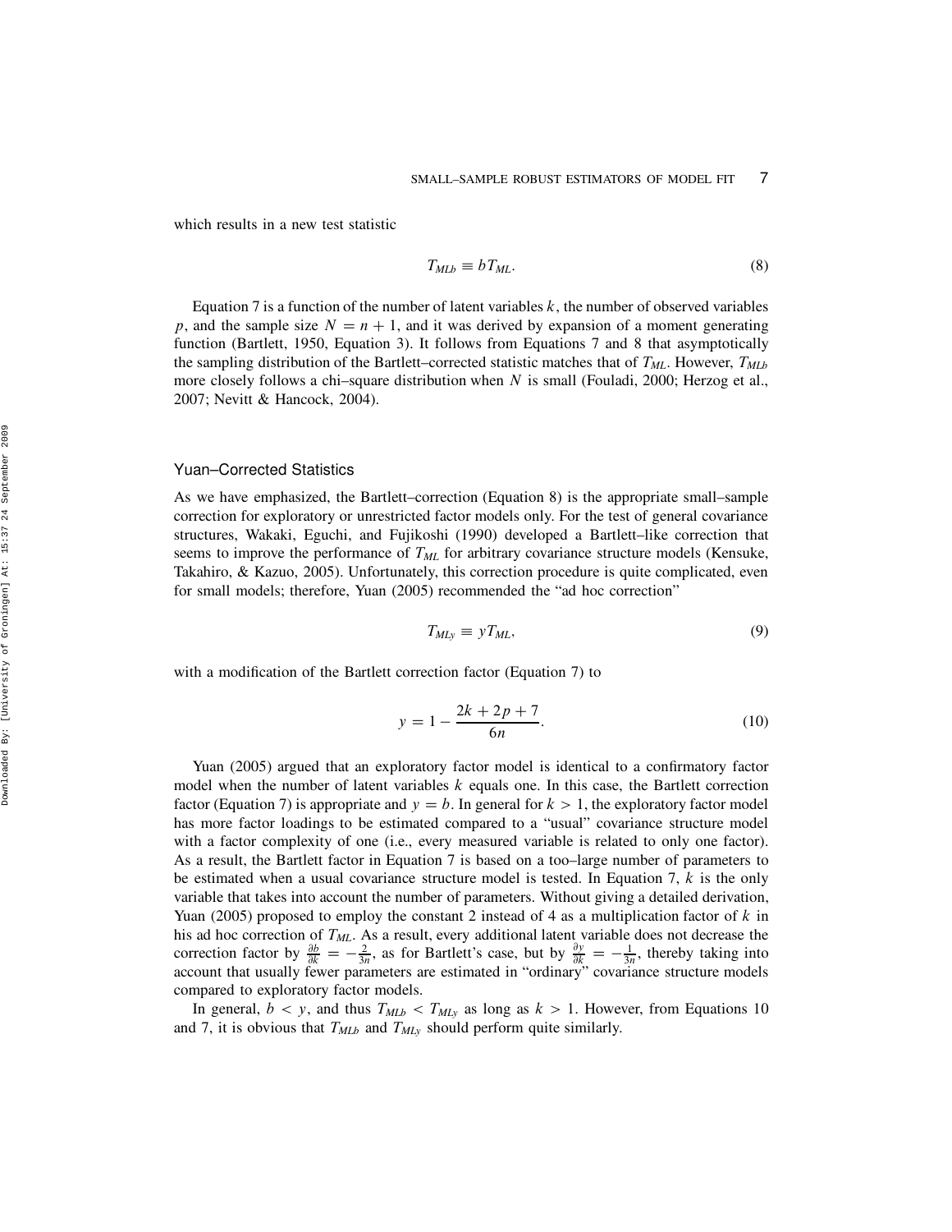which results in a new test statistic

$$T_{MLb} \equiv bT_{ML}. \tag{8}$$

Equation 7 is a function of the number of latent variables $k$, the number of observed variables $p$, and the sample size $N = n + 1$, and it was derived by expansion of a moment generating function (Bartlett, 1950, Equation 3). It follows from Equations 7 and 8 that asymptotically the sampling distribution of the Bartlett–corrected statistic matches that of $T_{ML}$. However, $T_{MLb}$ more closely follows a chi–square distribution when $N$ is small (Fouladi, 2000; Herzog et al., 2007; Nevitt & Hancock, 2004).

### Yuan–Corrected Statistics

As we have emphasized, the Bartlett–correction (Equation 8) is the appropriate small–sample correction for exploratory or unrestricted factor models only. For the test of general covariance structures, Wakaki, Eguchi, and Fujikoshi (1990) developed a Bartlett–like correction that seems to improve the performance of $T_{ML}$ for arbitrary covariance structure models (Kensuke, Takahiro, & Kazuo, 2005). Unfortunately, this correction procedure is quite complicated, even for small models; therefore, Yuan (2005) recommended the "ad hoc correction"

$$T_{MLy} \equiv yT_{ML}, \tag{9}$$

with a modification of the Bartlett correction factor (Equation 7) to

$$y = 1 - \frac{2k + 2p + 7}{6n}. \tag{10}$$

Yuan (2005) argued that an exploratory factor model is identical to a confirmatory factor model when the number of latent variables $k$ equals one. In this case, the Bartlett correction factor (Equation 7) is appropriate and $y = b$. In general for $k > 1$, the exploratory factor model has more factor loadings to be estimated compared to a "usual" covariance structure model with a factor complexity of one (i.e., every measured variable is related to only one factor). As a result, the Bartlett factor in Equation 7 is based on a too–large number of parameters to be estimated when a usual covariance structure model is tested. In Equation 7, $k$ is the only variable that takes into account the number of parameters. Without giving a detailed derivation, Yuan (2005) proposed to employ the constant 2 instead of 4 as a multiplication factor of $k$ in his ad hoc correction of $T_{ML}$. As a result, every additional latent variable does not decrease the correction factor by $\frac{\partial b}{\partial k} = -\frac{2}{3n}$, as for Bartlett's case, but by $\frac{\partial y}{\partial k} = -\frac{1}{3n}$, thereby taking into account that usually fewer parameters are estimated in "ordinary" covariance structure models compared to exploratory factor models.

In general, $b < y$, and thus $T_{MLb} < T_{MLy}$ as long as $k > 1$. However, from Equations 10 and 7, it is obvious that $T_{MLb}$ and $T_{MLy}$ should perform quite similarly.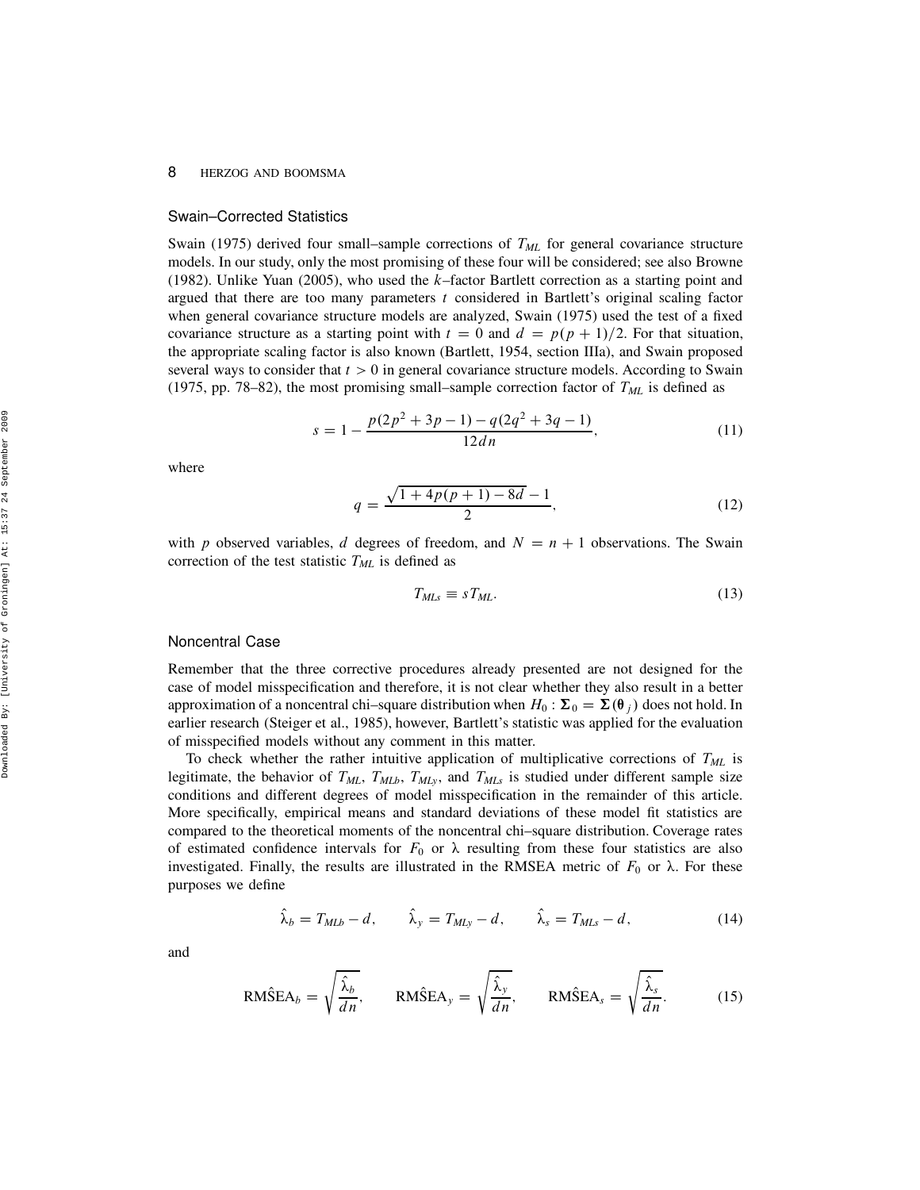### Swain–Corrected Statistics

Swain (1975) derived four small–sample corrections of $T_{ML}$ for general covariance structure models. In our study, only the most promising of these four will be considered; see also Browne (1982). Unlike Yuan (2005), who used the $k$–factor Bartlett correction as a starting point and argued that there are too many parameters $t$ considered in Bartlett's original scaling factor when general covariance structure models are analyzed, Swain (1975) used the test of a fixed covariance structure as a starting point with $t = 0$ and $d = p(p+1)/2$. For that situation, the appropriate scaling factor is also known (Bartlett, 1954, section IIIa), and Swain proposed several ways to consider that $t > 0$ in general covariance structure models. According to Swain (1975, pp. 78–82), the most promising small–sample correction factor of $T_{ML}$ is defined as

$$s = 1 - \frac{p(2p^2 + 3p - 1) - q(2q^2 + 3q - 1)}{12dn}, \tag{11}$$

where

$$q = \frac{\sqrt{1 + 4p(p+1) - 8d} - 1}{2}, \tag{12}$$

with $p$ observed variables, $d$ degrees of freedom, and $N = n + 1$ observations. The Swain correction of the test statistic $T_{ML}$ is defined as

$$T_{MLs} \equiv sT_{ML}. \tag{13}$$

### Noncentral Case

Remember that the three corrective procedures already presented are not designed for the case of model misspecification and therefore, it is not clear whether they also result in a better approximation of a noncentral chi–square distribution when $H_0 : \mathbf{\Sigma}_0 = \mathbf{\Sigma}(\boldsymbol{\theta}_j)$ does not hold. In earlier research (Steiger et al., 1985), however, Bartlett's statistic was applied for the evaluation of misspecified models without any comment in this matter.

To check whether the rather intuitive application of multiplicative corrections of $T_{ML}$ is legitimate, the behavior of $T_{ML}$, $T_{MLb}$, $T_{MLy}$, and $T_{MLs}$ is studied under different sample size conditions and different degrees of model misspecification in the remainder of this article. More specifically, empirical means and standard deviations of these model fit statistics are compared to the theoretical moments of the noncentral chi–square distribution. Coverage rates of estimated confidence intervals for $F_0$ or $\lambda$ resulting from these four statistics are also investigated. Finally, the results are illustrated in the RMSEA metric of $F_0$ or $\lambda$. For these purposes we define

$$\hat{\lambda}_b = T_{MLb} - d, \qquad \hat{\lambda}_y = T_{MLy} - d, \qquad \hat{\lambda}_s = T_{MLs} - d, \tag{14}$$

and

$$\text{RM}\hat{\text{S}}\text{EA}_b = \sqrt{\frac{\hat{\lambda}_b}{dn}}, \qquad \text{RM}\hat{\text{S}}\text{EA}_y = \sqrt{\frac{\hat{\lambda}_y}{dn}}, \qquad \text{RM}\hat{\text{S}}\text{EA}_s = \sqrt{\frac{\hat{\lambda}_s}{dn}}. \tag{15}$$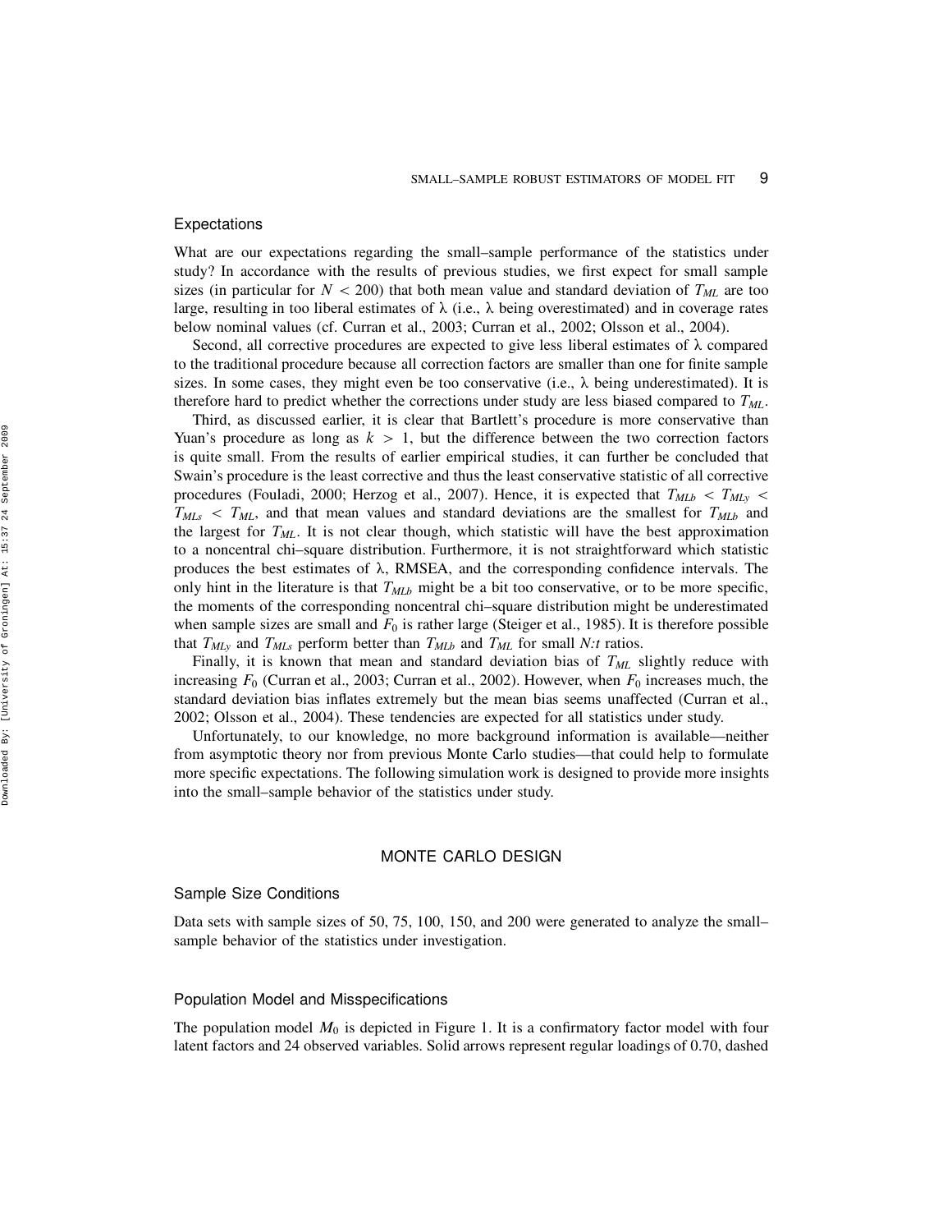### Expectations

What are our expectations regarding the small–sample performance of the statistics under study? In accordance with the results of previous studies, we first expect for small sample sizes (in particular for $N < 200$) that both mean value and standard deviation of $T_{ML}$ are too large, resulting in too liberal estimates of $\lambda$ (i.e., $\lambda$ being overestimated) and in coverage rates below nominal values (cf. Curran et al., 2003; Curran et al., 2002; Olsson et al., 2004).

Second, all corrective procedures are expected to give less liberal estimates of $\lambda$ compared to the traditional procedure because all correction factors are smaller than one for finite sample sizes. In some cases, they might even be too conservative (i.e., $\lambda$ being underestimated). It is therefore hard to predict whether the corrections under study are less biased compared to $T_{ML}$.

Third, as discussed earlier, it is clear that Bartlett's procedure is more conservative than Yuan's procedure as long as $k > 1$, but the difference between the two correction factors is quite small. From the results of earlier empirical studies, it can further be concluded that Swain's procedure is the least corrective and thus the least conservative statistic of all corrective procedures (Fouladi, 2000; Herzog et al., 2007). Hence, it is expected that $T_{MLb} < T_{MLy} < T_{MLs} < T_{ML}$, and that mean values and standard deviations are the smallest for $T_{MLb}$ and the largest for $T_{ML}$. It is not clear though, which statistic will have the best approximation to a noncentral chi–square distribution. Furthermore, it is not straightforward which statistic produces the best estimates of $\lambda$, RMSEA, and the corresponding confidence intervals. The only hint in the literature is that $T_{MLb}$ might be a bit too conservative, or to be more specific, the moments of the corresponding noncentral chi–square distribution might be underestimated when sample sizes are small and $F_0$ is rather large (Steiger et al., 1985). It is therefore possible that $T_{MLy}$ and $T_{MLs}$ perform better than $T_{MLb}$ and $T_{ML}$ for small *N:t* ratios.

Finally, it is known that mean and standard deviation bias of $T_{ML}$ slightly reduce with increasing $F_0$ (Curran et al., 2003; Curran et al., 2002). However, when $F_0$ increases much, the standard deviation bias inflates extremely but the mean bias seems unaffected (Curran et al., 2002; Olsson et al., 2004). These tendencies are expected for all statistics under study.

Unfortunately, to our knowledge, no more background information is available—neither from asymptotic theory nor from previous Monte Carlo studies—that could help to formulate more specific expectations. The following simulation work is designed to provide more insights into the small–sample behavior of the statistics under study.

## MONTE CARLO DESIGN

### Sample Size Conditions

Data sets with sample sizes of 50, 75, 100, 150, and 200 were generated to analyze the small–sample behavior of the statistics under investigation.

### Population Model and Misspecifications

The population model $M_0$ is depicted in Figure 1. It is a confirmatory factor model with four latent factors and 24 observed variables. Solid arrows represent regular loadings of 0.70, dashed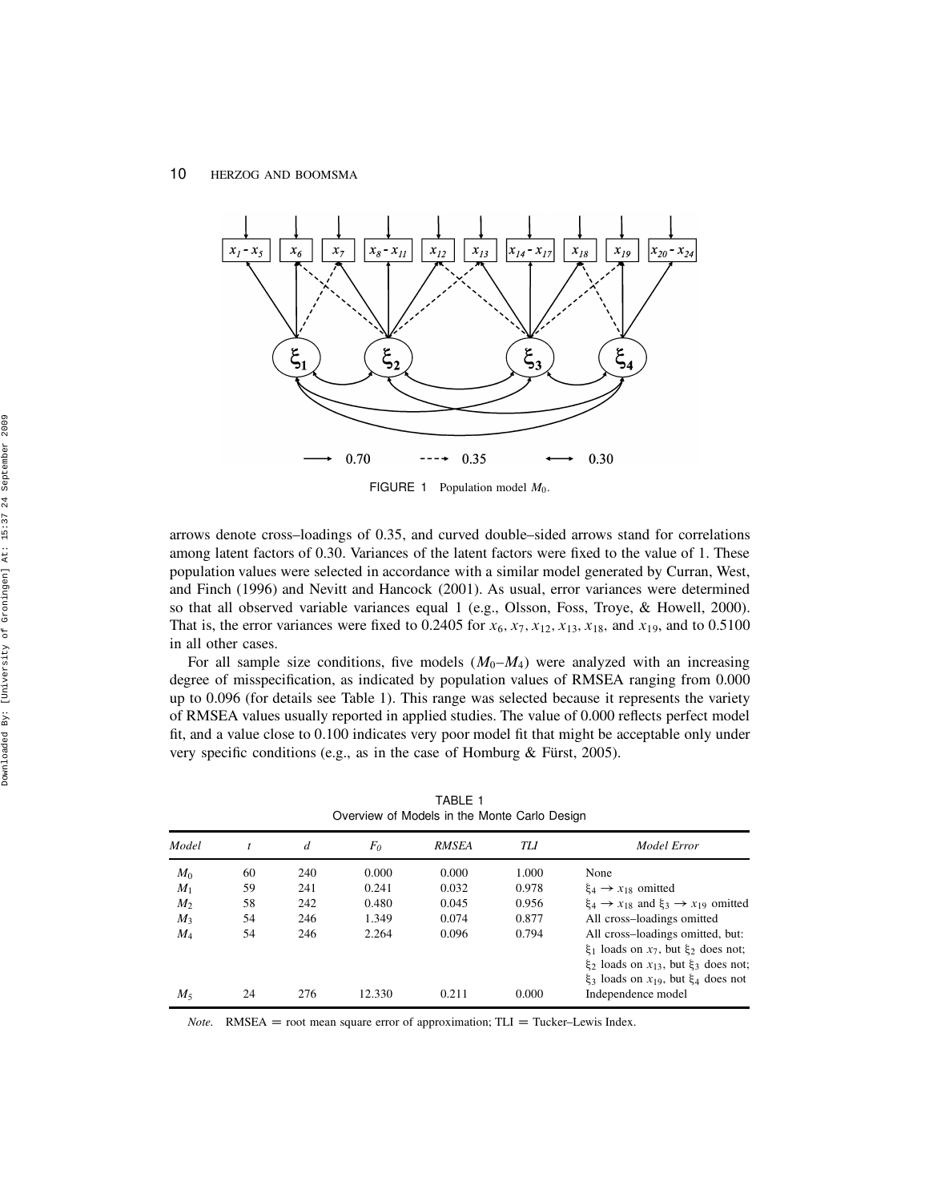FIGURE 1 Population model $M_0$.

arrows denote cross–loadings of 0.35, and curved double–sided arrows stand for correlations among latent factors of 0.30. Variances of the latent factors were fixed to the value of 1. These population values were selected in accordance with a similar model generated by Curran, West, and Finch (1996) and Nevitt and Hancock (2001). As usual, error variances were determined so that all observed variable variances equal 1 (e.g., Olsson, Foss, Troye, & Howell, 2000). That is, the error variances were fixed to 0.2405 for $x_6$, $x_7$, $x_{12}$, $x_{13}$, $x_{18}$, and $x_{19}$, and to 0.5100 in all other cases.

For all sample size conditions, five models ($M_0$–$M_4$) were analyzed with an increasing degree of misspecification, as indicated by population values of RMSEA ranging from 0.000 up to 0.096 (for details see Table 1). This range was selected because it represents the variety of RMSEA values usually reported in applied studies. The value of 0.000 reflects perfect model fit, and a value close to 0.100 indicates very poor model fit that might be acceptable only under very specific conditions (e.g., as in the case of Homburg & Fürst, 2005).

TABLE 1
Overview of Models in the Monte Carlo Design

| *Model* | *t* | *d* | $F_0$ | *RMSEA* | *TLI* | *Model Error* |
|---|---|---|---|---|---|---|
| $M_0$ | 60 | 240 | 0.000 | 0.000 | 1.000 | None |
| $M_1$ | 59 | 241 | 0.241 | 0.032 | 0.978 | $\xi_4 \rightarrow x_{18}$ omitted |
| $M_2$ | 58 | 242 | 0.480 | 0.045 | 0.956 | $\xi_4 \rightarrow x_{18}$ and $\xi_3 \rightarrow x_{19}$ omitted |
| $M_3$ | 54 | 246 | 1.349 | 0.074 | 0.877 | All cross–loadings omitted |
| $M_4$ | 54 | 246 | 2.264 | 0.096 | 0.794 | All cross–loadings omitted, but: $\xi_1$ loads on $x_7$, but $\xi_2$ does not; $\xi_2$ loads on $x_{13}$, but $\xi_3$ does not; $\xi_3$ loads on $x_{19}$, but $\xi_4$ does not |
| $M_5$ | 24 | 276 | 12.330 | 0.211 | 0.000 | Independence model |

*Note.* RMSEA = root mean square error of approximation; TLI = Tucker–Lewis Index.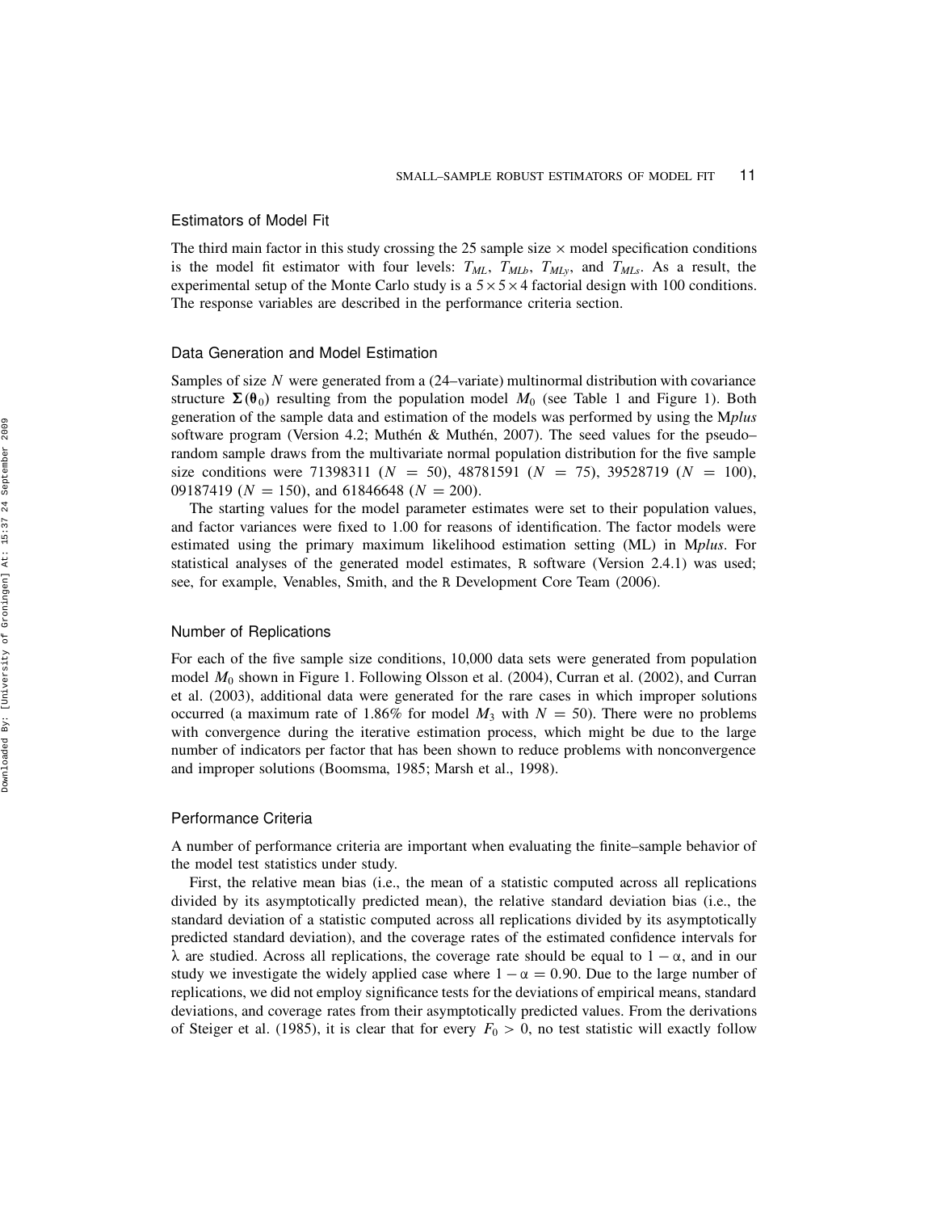## Estimators of Model Fit

The third main factor in this study crossing the 25 sample size $\times$ model specification conditions is the model fit estimator with four levels: $T_{ML}$, $T_{MLb}$, $T_{MLy}$, and $T_{MLs}$. As a result, the experimental setup of the Monte Carlo study is a $5 \times 5 \times 4$ factorial design with 100 conditions. The response variables are described in the performance criteria section.

## Data Generation and Model Estimation

Samples of size $N$ were generated from a (24–variate) multinormal distribution with covariance structure $\boldsymbol{\Sigma}(\boldsymbol{\theta}_0)$ resulting from the population model $M_0$ (see Table 1 and Figure 1). Both generation of the sample data and estimation of the models was performed by using the M*plus* software program (Version 4.2; Muthén & Muthén, 2007). The seed values for the pseudo–random sample draws from the multivariate normal population distribution for the five sample size conditions were 71398311 ($N = 50$), 48781591 ($N = 75$), 39528719 ($N = 100$), 09187419 ($N = 150$), and 61846648 ($N = 200$).

The starting values for the model parameter estimates were set to their population values, and factor variances were fixed to 1.00 for reasons of identification. The factor models were estimated using the primary maximum likelihood estimation setting (ML) in M*plus*. For statistical analyses of the generated model estimates, R software (Version 2.4.1) was used; see, for example, Venables, Smith, and the R Development Core Team (2006).

## Number of Replications

For each of the five sample size conditions, 10,000 data sets were generated from population model $M_0$ shown in Figure 1. Following Olsson et al. (2004), Curran et al. (2002), and Curran et al. (2003), additional data were generated for the rare cases in which improper solutions occurred (a maximum rate of 1.86% for model $M_3$ with $N = 50$). There were no problems with convergence during the iterative estimation process, which might be due to the large number of indicators per factor that has been shown to reduce problems with nonconvergence and improper solutions (Boomsma, 1985; Marsh et al., 1998).

## Performance Criteria

A number of performance criteria are important when evaluating the finite–sample behavior of the model test statistics under study.

First, the relative mean bias (i.e., the mean of a statistic computed across all replications divided by its asymptotically predicted mean), the relative standard deviation bias (i.e., the standard deviation of a statistic computed across all replications divided by its asymptotically predicted standard deviation), and the coverage rates of the estimated confidence intervals for $\lambda$ are studied. Across all replications, the coverage rate should be equal to $1 - \alpha$, and in our study we investigate the widely applied case where $1 - \alpha = 0.90$. Due to the large number of replications, we did not employ significance tests for the deviations of empirical means, standard deviations, and coverage rates from their asymptotically predicted values. From the derivations of Steiger et al. (1985), it is clear that for every $F_0 > 0$, no test statistic will exactly follow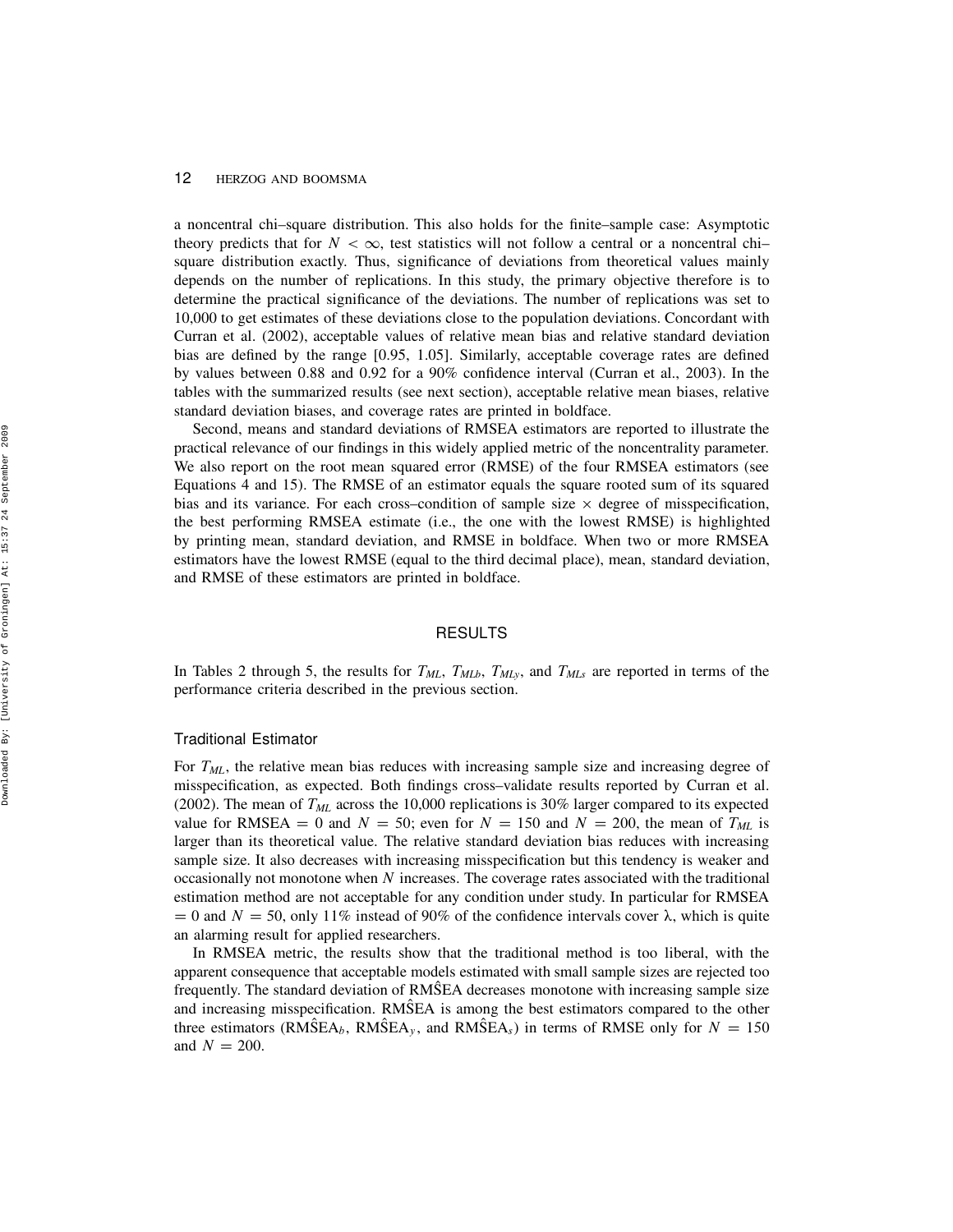a noncentral chi–square distribution. This also holds for the finite–sample case: Asymptotic theory predicts that for $N < \infty$, test statistics will not follow a central or a noncentral chi–square distribution exactly. Thus, significance of deviations from theoretical values mainly depends on the number of replications. In this study, the primary objective therefore is to determine the practical significance of the deviations. The number of replications was set to 10,000 to get estimates of these deviations close to the population deviations. Concordant with Curran et al. (2002), acceptable values of relative mean bias and relative standard deviation bias are defined by the range [0.95, 1.05]. Similarly, acceptable coverage rates are defined by values between 0.88 and 0.92 for a 90% confidence interval (Curran et al., 2003). In the tables with the summarized results (see next section), acceptable relative mean biases, relative standard deviation biases, and coverage rates are printed in boldface.

Second, means and standard deviations of RMSEA estimators are reported to illustrate the practical relevance of our findings in this widely applied metric of the noncentrality parameter. We also report on the root mean squared error (RMSE) of the four RMSEA estimators (see Equations 4 and 15). The RMSE of an estimator equals the square rooted sum of its squared bias and its variance. For each cross–condition of sample size $\times$ degree of misspecification, the best performing RMSEA estimate (i.e., the one with the lowest RMSE) is highlighted by printing mean, standard deviation, and RMSE in boldface. When two or more RMSEA estimators have the lowest RMSE (equal to the third decimal place), mean, standard deviation, and RMSE of these estimators are printed in boldface.

## RESULTS

In Tables 2 through 5, the results for $T_{ML}$, $T_{MLb}$, $T_{MLy}$, and $T_{MLs}$ are reported in terms of the performance criteria described in the previous section.

### Traditional Estimator

For $T_{ML}$, the relative mean bias reduces with increasing sample size and increasing degree of misspecification, as expected. Both findings cross–validate results reported by Curran et al. (2002). The mean of $T_{ML}$ across the 10,000 replications is 30% larger compared to its expected value for RMSEA $= 0$ and $N = 50$; even for $N = 150$ and $N = 200$, the mean of $T_{ML}$ is larger than its theoretical value. The relative standard deviation bias reduces with increasing sample size. It also decreases with increasing misspecification but this tendency is weaker and occasionally not monotone when $N$ increases. The coverage rates associated with the traditional estimation method are not acceptable for any condition under study. In particular for RMSEA $= 0$ and $N = 50$, only 11% instead of 90% of the confidence intervals cover $\lambda$, which is quite an alarming result for applied researchers.

In RMSEA metric, the results show that the traditional method is too liberal, with the apparent consequence that acceptable models estimated with small sample sizes are rejected too frequently. The standard deviation of $\hat{\text{RMSEA}}$ decreases monotone with increasing sample size and increasing misspecification. $\hat{\text{RMSEA}}$ is among the best estimators compared to the other three estimators ($\hat{\text{RMSEA}}_b$, $\hat{\text{RMSEA}}_y$, and $\hat{\text{RMSEA}}_s$) in terms of RMSE only for $N = 150$ and $N = 200$.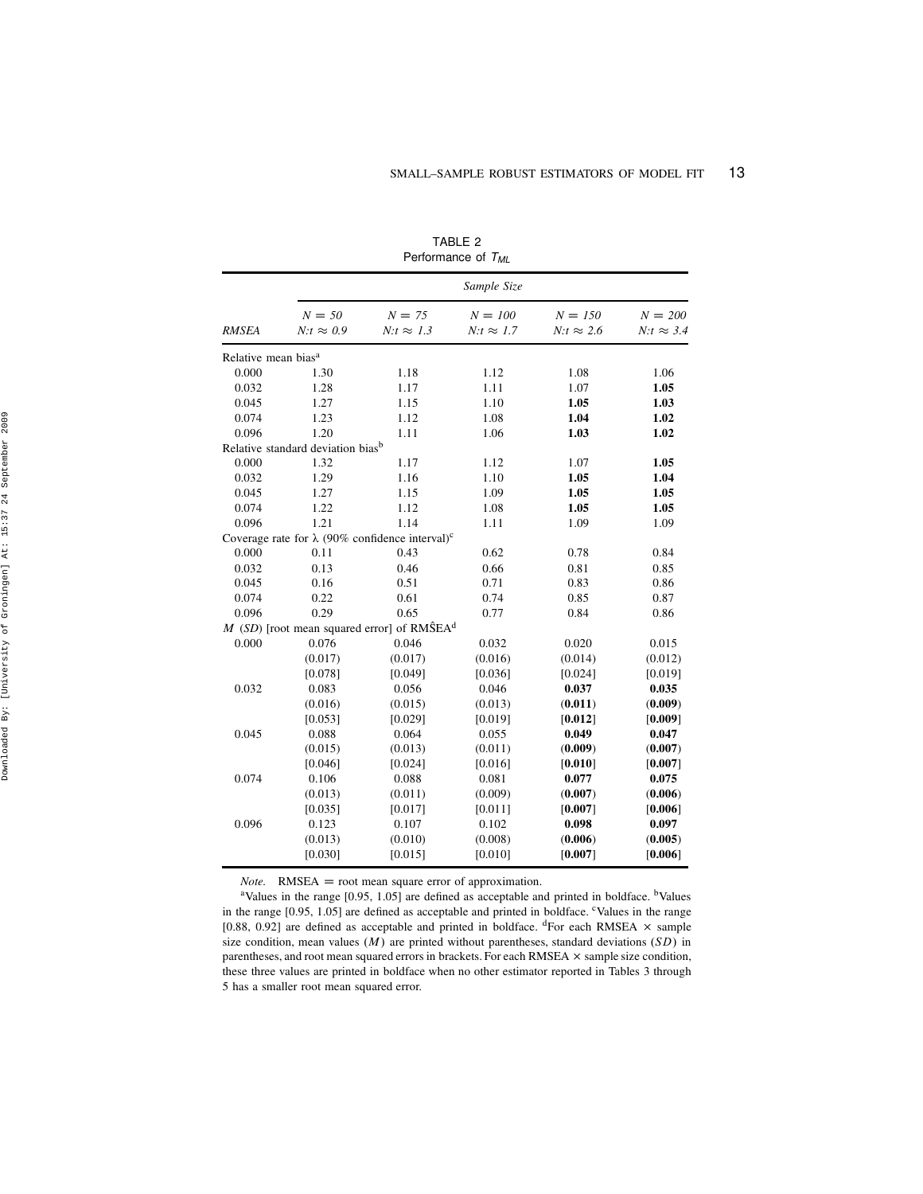TABLE 2
Performance of $T_{ML}$

| | Sample Size | | | | |
|---|---|---|---|---|---|
| *RMSEA* | *N = 50* *N:t ≈ 0.9* | *N = 75* *N:t ≈ 1.3* | *N = 100* *N:t ≈ 1.7* | *N = 150* *N:t ≈ 2.6* | *N = 200* *N:t ≈ 3.4* |
| Relative mean bias[a] | | | | | |
| 0.000 | 1.30 | 1.18 | 1.12 | 1.08 | 1.06 |
| 0.032 | 1.28 | 1.17 | 1.11 | 1.07 | **1.05** |
| 0.045 | 1.27 | 1.15 | 1.10 | **1.05** | **1.03** |
| 0.074 | 1.23 | 1.12 | 1.08 | **1.04** | **1.02** |
| 0.096 | 1.20 | 1.11 | 1.06 | **1.03** | **1.02** |
| Relative standard deviation bias[b] | | | | | |
| 0.000 | 1.32 | 1.17 | 1.12 | 1.07 | **1.05** |
| 0.032 | 1.29 | 1.16 | 1.10 | **1.05** | **1.04** |
| 0.045 | 1.27 | 1.15 | 1.09 | **1.05** | **1.05** |
| 0.074 | 1.22 | 1.12 | 1.08 | **1.05** | **1.05** |
| 0.096 | 1.21 | 1.14 | 1.11 | 1.09 | 1.09 |
| Coverage rate for $\lambda$ (90% confidence interval)[c] | | | | | |
| 0.000 | 0.11 | 0.43 | 0.62 | 0.78 | 0.84 |
| 0.032 | 0.13 | 0.46 | 0.66 | 0.81 | 0.85 |
| 0.045 | 0.16 | 0.51 | 0.71 | 0.83 | 0.86 |
| 0.074 | 0.22 | 0.61 | 0.74 | 0.85 | 0.87 |
| 0.096 | 0.29 | 0.65 | 0.77 | 0.84 | 0.86 |
| $M$ ($SD$) [root mean squared error] of $\hat{\text{RMSEA}}$[d] | | | | | |
| 0.000 | 0.076 | 0.046 | 0.032 | 0.020 | 0.015 |
| | (0.017) | (0.017) | (0.016) | (0.014) | (0.012) |
| | [0.078] | [0.049] | [0.036] | [0.024] | [0.019] |
| 0.032 | 0.083 | 0.056 | 0.046 | **0.037** | **0.035** |
| | (0.016) | (0.015) | (0.013) | (**0.011**) | (**0.009**) |
| | [0.053] | [0.029] | [0.019] | [**0.012**] | [**0.009**] |
| 0.045 | 0.088 | 0.064 | 0.055 | **0.049** | **0.047** |
| | (0.015) | (0.013) | (0.011) | (**0.009**) | (**0.007**) |
| | [0.046] | [0.024] | [0.016] | [**0.010**] | [**0.007**] |
| 0.074 | 0.106 | 0.088 | 0.081 | **0.077** | **0.075** |
| | (0.013) | (0.011) | (0.009) | (**0.007**) | (**0.006**) |
| | [0.035] | [0.017] | [0.011] | [**0.007**] | [**0.006**] |
| 0.096 | 0.123 | 0.107 | 0.102 | **0.098** | **0.097** |
| | (0.013) | (0.010) | (0.008) | (**0.006**) | (**0.005**) |
| | [0.030] | [0.015] | [0.010] | [**0.007**] | [**0.006**] |

*Note.* RMSEA = root mean square error of approximation.

[a]Values in the range [0.95, 1.05] are defined as acceptable and printed in boldface. [b]Values in the range [0.95, 1.05] are defined as acceptable and printed in boldface. [c]Values in the range [0.88, 0.92] are defined as acceptable and printed in boldface. [d]For each RMSEA × sample size condition, mean values ($M$) are printed without parentheses, standard deviations ($SD$) in parentheses, and root mean squared errors in brackets. For each RMSEA × sample size condition, these three values are printed in boldface when no other estimator reported in Tables 3 through 5 has a smaller root mean squared error.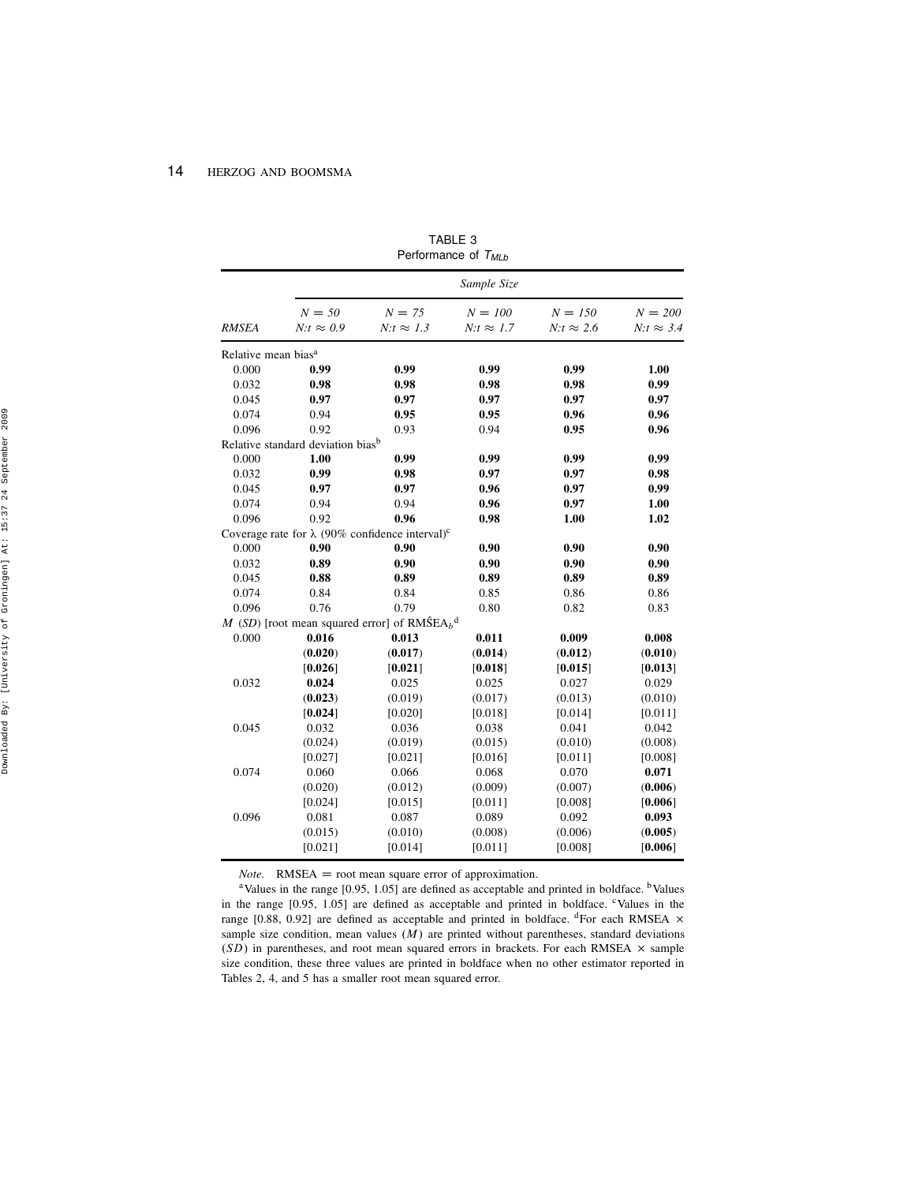TABLE 3
Performance of $T_{MLb}$

| RMSEA | Sample Size | | | | |
|---|---|---|---|---|---|
| | *N* = *50* *N:t* ≈ *0.9* | *N* = *75* *N:t* ≈ *1.3* | *N* = *100* *N:t* ≈ *1.7* | *N* = *150* *N:t* ≈ *2.6* | *N* = *200* *N:t* ≈ *3.4* |
| Relative mean bias[a] | | | | | |
| 0.000 | **0.99** | **0.99** | **0.99** | **0.99** | **1.00** |
| 0.032 | **0.98** | **0.98** | **0.98** | **0.98** | **0.99** |
| 0.045 | **0.97** | **0.97** | **0.97** | **0.97** | **0.97** |
| 0.074 | 0.94 | **0.95** | **0.95** | **0.96** | **0.96** |
| 0.096 | 0.92 | 0.93 | 0.94 | **0.95** | **0.96** |
| Relative standard deviation bias[b] | | | | | |
| 0.000 | **1.00** | **0.99** | **0.99** | **0.99** | **0.99** |
| 0.032 | **0.99** | **0.98** | **0.97** | **0.97** | **0.98** |
| 0.045 | **0.97** | **0.97** | **0.96** | **0.97** | **0.99** |
| 0.074 | 0.94 | 0.94 | **0.96** | **0.97** | **1.00** |
| 0.096 | 0.92 | **0.96** | **0.98** | **1.00** | **1.02** |
| Coverage rate for λ (90% confidence interval)[c] | | | | | |
| 0.000 | **0.90** | **0.90** | **0.90** | **0.90** | **0.90** |
| 0.032 | **0.89** | **0.90** | **0.90** | **0.90** | **0.90** |
| 0.045 | **0.88** | **0.89** | **0.89** | **0.89** | **0.89** |
| 0.074 | 0.84 | 0.84 | 0.85 | 0.86 | 0.86 |
| 0.096 | 0.76 | 0.79 | 0.80 | 0.82 | 0.83 |
| *M* (*SD*) [root mean squared error] of $\hat{RMSEA}_b$[d] | | | | | |
| 0.000 | **0.016** | **0.013** | **0.011** | **0.009** | **0.008** |
| | (**0.020**) | (**0.017**) | (**0.014**) | (**0.012**) | (**0.010**) |
| | [**0.026**] | [**0.021**] | [**0.018**] | [**0.015**] | [**0.013**] |
| 0.032 | **0.024** | 0.025 | 0.025 | 0.027 | 0.029 |
| | (**0.023**) | (0.019) | (0.017) | (0.013) | (0.010) |
| | [**0.024**] | [0.020] | [0.018] | [0.014] | [0.011] |
| 0.045 | 0.032 | 0.036 | 0.038 | 0.041 | 0.042 |
| | (0.024) | (0.019) | (0.015) | (0.010) | (0.008) |
| | [0.027] | [0.021] | [0.016] | [0.011] | [0.008] |
| 0.074 | 0.060 | 0.066 | 0.068 | 0.070 | **0.071** |
| | (0.020) | (0.012) | (0.009) | (0.007) | (**0.006**) |
| | [0.024] | [0.015] | [0.011] | [0.008] | [**0.006**] |
| 0.096 | 0.081 | 0.087 | 0.089 | 0.092 | **0.093** |
| | (0.015) | (0.010) | (0.008) | (0.006) | (**0.005**) |
| | [0.021] | [0.014] | [0.011] | [0.008] | [**0.006**] |

*Note.* RMSEA = root mean square error of approximation.

[a]Values in the range [0.95, 1.05] are defined as acceptable and printed in boldface. [b]Values in the range [0.95, 1.05] are defined as acceptable and printed in boldface. [c]Values in the range [0.88, 0.92] are defined as acceptable and printed in boldface. [d]For each RMSEA × sample size condition, mean values ($M$) are printed without parentheses, standard deviations ($SD$) in parentheses, and root mean squared errors in brackets. For each RMSEA × sample size condition, these three values are printed in boldface when no other estimator reported in Tables 2, 4, and 5 has a smaller root mean squared error.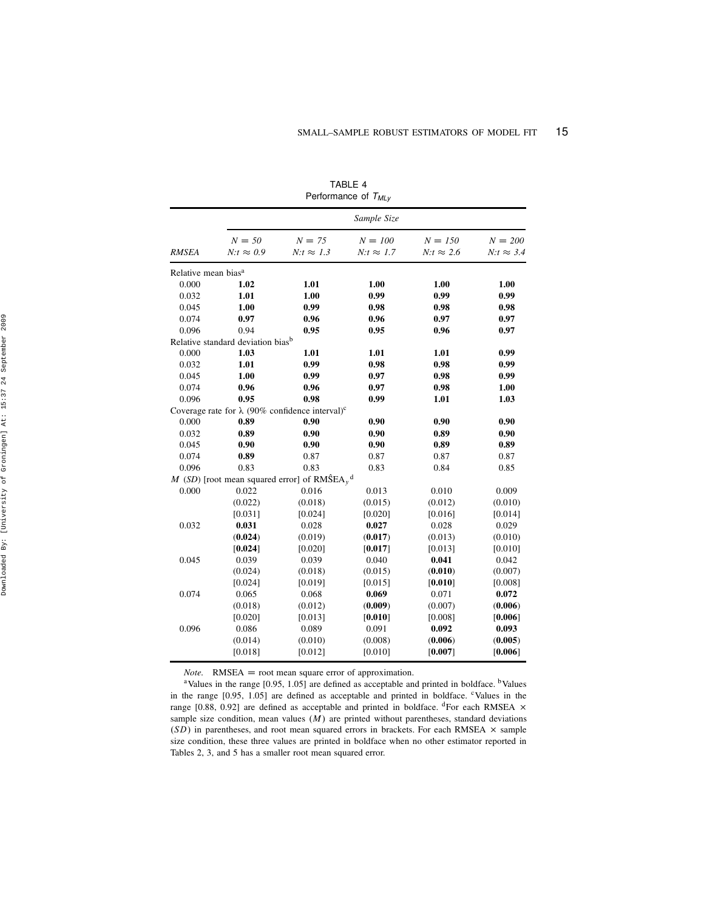TABLE 4
Performance of $T_{MLy}$

| RMSEA | $N = 50$ $N{:}t \approx 0.9$ | $N = 75$ $N{:}t \approx 1.3$ | $N = 100$ $N{:}t \approx 1.7$ | $N = 150$ $N{:}t \approx 2.6$ | $N = 200$ $N{:}t \approx 3.4$ |
|---|---|---|---|---|---|
| | *Sample Size* | | | | |
| Relative mean bias[a] | | | | | |
| 0.000 | **1.02** | **1.01** | **1.00** | **1.00** | **1.00** |
| 0.032 | **1.01** | **1.00** | **0.99** | **0.99** | **0.99** |
| 0.045 | **1.00** | **0.99** | **0.98** | **0.98** | **0.98** |
| 0.074 | **0.97** | **0.96** | **0.96** | **0.97** | **0.97** |
| 0.096 | 0.94 | **0.95** | **0.95** | **0.96** | **0.97** |
| Relative standard deviation bias[b] | | | | | |
| 0.000 | **1.03** | **1.01** | **1.01** | **1.01** | **0.99** |
| 0.032 | **1.01** | **0.99** | **0.98** | **0.98** | **0.99** |
| 0.045 | **1.00** | **0.99** | **0.97** | **0.98** | **0.99** |
| 0.074 | **0.96** | **0.96** | **0.97** | **0.98** | **1.00** |
| 0.096 | **0.95** | **0.98** | **0.99** | **1.01** | **1.03** |
| Coverage rate for $\lambda$ (90% confidence interval)[c] | | | | | |
| 0.000 | **0.89** | **0.90** | **0.90** | **0.90** | **0.90** |
| 0.032 | **0.89** | **0.90** | **0.90** | **0.89** | **0.90** |
| 0.045 | **0.90** | **0.90** | **0.90** | **0.89** | **0.89** |
| 0.074 | **0.89** | 0.87 | 0.87 | 0.87 | 0.87 |
| 0.096 | 0.83 | 0.83 | 0.83 | 0.84 | 0.85 |
| $M$ ($SD$) [root mean squared error] of $\hat{\text{RMSEA}}_y$[d] | | | | | |
| 0.000 | 0.022 | 0.016 | 0.013 | 0.010 | 0.009 |
| | (0.022) | (0.018) | (0.015) | (0.012) | (0.010) |
| | [0.031] | [0.024] | [0.020] | [0.016] | [0.014] |
| 0.032 | **0.031** | 0.028 | **0.027** | 0.028 | 0.029 |
| | (**0.024**) | (0.019) | (**0.017**) | (0.013) | (0.010) |
| | [**0.024**] | [0.020] | [**0.017**] | [0.013] | [0.010] |
| 0.045 | 0.039 | 0.039 | 0.040 | **0.041** | 0.042 |
| | (0.024) | (0.018) | (0.015) | (**0.010**) | (0.007) |
| | [0.024] | [0.019] | [0.015] | [**0.010**] | [0.008] |
| 0.074 | 0.065 | 0.068 | **0.069** | 0.071 | **0.072** |
| | (0.018) | (0.012) | (**0.009**) | (0.007) | (**0.006**) |
| | [0.020] | [0.013] | [**0.010**] | [0.008] | [**0.006**] |
| 0.096 | 0.086 | 0.089 | 0.091 | **0.092** | **0.093** |
| | (0.014) | (0.010) | (0.008) | (**0.006**) | (**0.005**) |
| | [0.018] | [0.012] | [0.010] | [**0.007**] | [**0.006**] |

*Note.* RMSEA = root mean square error of approximation.

[a]Values in the range [0.95, 1.05] are defined as acceptable and printed in boldface. [b]Values in the range [0.95, 1.05] are defined as acceptable and printed in boldface. [c]Values in the range [0.88, 0.92] are defined as acceptable and printed in boldface. [d]For each RMSEA × sample size condition, mean values ($M$) are printed without parentheses, standard deviations ($SD$) in parentheses, and root mean squared errors in brackets. For each RMSEA × sample size condition, these three values are printed in boldface when no other estimator reported in Tables 2, 3, and 5 has a smaller root mean squared error.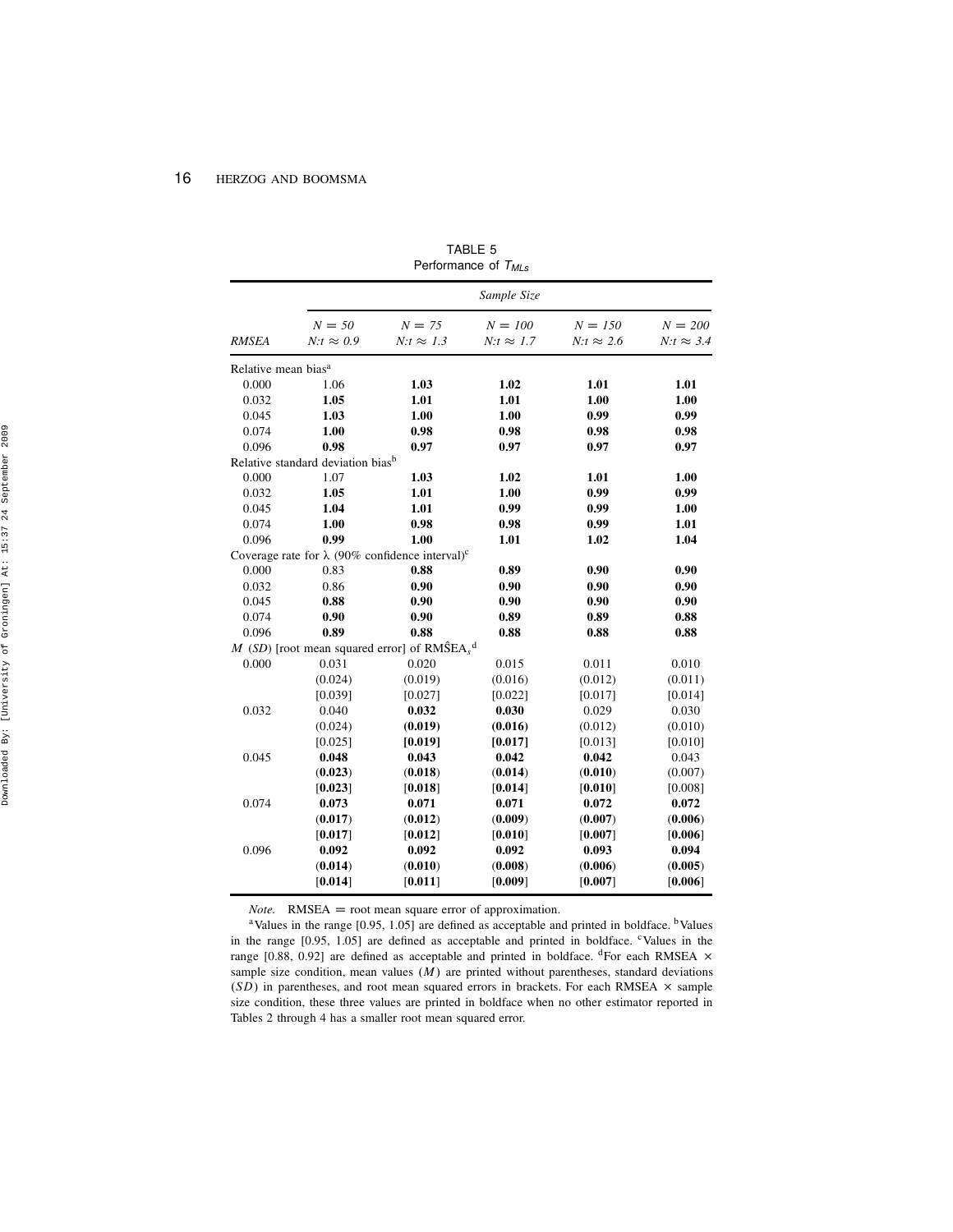TABLE 5
Performance of $T_{MLs}$

| RMSEA | Sample Size | | | | |
|---|---|---|---|---|---|
| | *N = 50* *N:t ≈ 0.9* | *N = 75* *N:t ≈ 1.3* | *N = 100* *N:t ≈ 1.7* | *N = 150* *N:t ≈ 2.6* | *N = 200* *N:t ≈ 3.4* |
| Relative mean bias[a] | | | | | |
| 0.000 | 1.06 | **1.03** | **1.02** | **1.01** | **1.01** |
| 0.032 | **1.05** | **1.01** | **1.01** | **1.00** | **1.00** |
| 0.045 | **1.03** | **1.00** | **1.00** | **0.99** | **0.99** |
| 0.074 | **1.00** | **0.98** | **0.98** | **0.98** | **0.98** |
| 0.096 | **0.98** | **0.97** | **0.97** | **0.97** | **0.97** |
| Relative standard deviation bias[b] | | | | | |
| 0.000 | 1.07 | **1.03** | **1.02** | **1.01** | **1.00** |
| 0.032 | **1.05** | **1.01** | **1.00** | **0.99** | **0.99** |
| 0.045 | **1.04** | **1.01** | **0.99** | **0.99** | **1.00** |
| 0.074 | **1.00** | **0.98** | **0.98** | **0.99** | **1.01** |
| 0.096 | **0.99** | **1.00** | **1.01** | **1.02** | **1.04** |
| Coverage rate for λ (90% confidence interval)[c] | | | | | |
| 0.000 | 0.83 | **0.88** | **0.89** | **0.90** | **0.90** |
| 0.032 | 0.86 | **0.90** | **0.90** | **0.90** | **0.90** |
| 0.045 | **0.88** | **0.90** | **0.90** | **0.90** | **0.90** |
| 0.074 | **0.90** | **0.90** | **0.89** | **0.89** | **0.88** |
| 0.096 | **0.89** | **0.88** | **0.88** | **0.88** | **0.88** |
| *M* (*SD*) [root mean squared error] of $\widehat{\text{RMSEA}}_s$[d] | | | | | |
| 0.000 | 0.031 | 0.020 | 0.015 | 0.011 | 0.010 |
| | (0.024) | (0.019) | (0.016) | (0.012) | (0.011) |
| | [0.039] | [0.027] | [0.022] | [0.017] | [0.014] |
| 0.032 | 0.040 | **0.032** | **0.030** | 0.029 | 0.030 |
| | (0.024) | **(0.019)** | **(0.016)** | (0.012) | (0.010) |
| | [0.025] | **[0.019]** | **[0.017]** | [0.013] | [0.010] |
| 0.045 | **0.048** | **0.043** | **0.042** | **0.042** | 0.043 |
| | (**0.023**) | (**0.018**) | (**0.014**) | (**0.010**) | (0.007) |
| | [**0.023**] | [**0.018**] | [**0.014**] | [**0.010**] | [0.008] |
| 0.074 | **0.073** | **0.071** | **0.071** | **0.072** | **0.072** |
| | (**0.017**) | (**0.012**) | (**0.009**) | (**0.007**) | (**0.006**) |
| | [**0.017**] | [**0.012**] | [**0.010**] | [**0.007**] | [**0.006**] |
| 0.096 | **0.092** | **0.092** | **0.092** | **0.093** | **0.094** |
| | (**0.014**) | (**0.010**) | (**0.008**) | (**0.006**) | (**0.005**) |
| | [**0.014**] | [**0.011**] | [**0.009**] | [**0.007**] | [**0.006**] |

*Note.* RMSEA = root mean square error of approximation.

[a]Values in the range [0.95, 1.05] are defined as acceptable and printed in boldface. [b]Values in the range [0.95, 1.05] are defined as acceptable and printed in boldface. [c]Values in the range [0.88, 0.92] are defined as acceptable and printed in boldface. [d]For each RMSEA × sample size condition, mean values ($M$) are printed without parentheses, standard deviations ($SD$) in parentheses, and root mean squared errors in brackets. For each RMSEA × sample size condition, these three values are printed in boldface when no other estimator reported in Tables 2 through 4 has a smaller root mean squared error.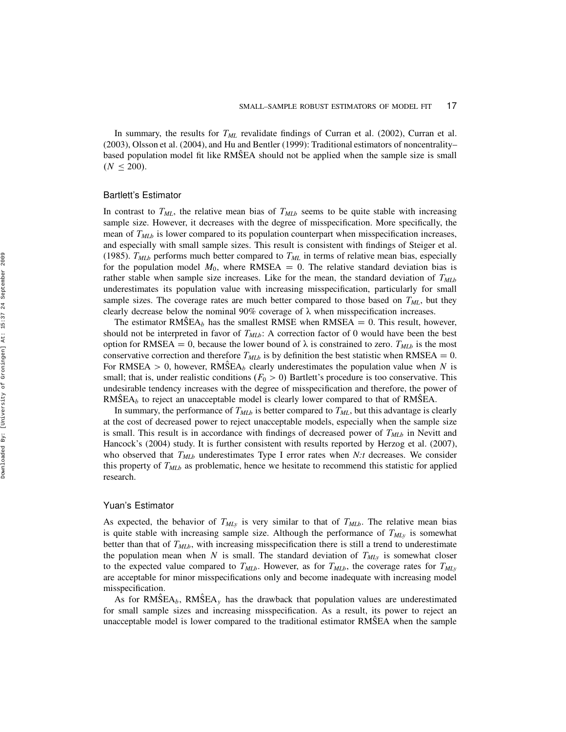In summary, the results for $T_{ML}$ revalidate findings of Curran et al. (2002), Curran et al. (2003), Olsson et al. (2004), and Hu and Bentler (1999): Traditional estimators of noncentrality–based population model fit like $\widehat{\text{RMSEA}}$ should not be applied when the sample size is small ($N \leq 200$).

### Bartlett's Estimator

In contrast to $T_{ML}$, the relative mean bias of $T_{MLb}$ seems to be quite stable with increasing sample size. However, it decreases with the degree of misspecification. More specifically, the mean of $T_{MLb}$ is lower compared to its population counterpart when misspecification increases, and especially with small sample sizes. This result is consistent with findings of Steiger et al. (1985). $T_{MLb}$ performs much better compared to $T_{ML}$ in terms of relative mean bias, especially for the population model $M_0$, where RMSEA $= 0$. The relative standard deviation bias is rather stable when sample size increases. Like for the mean, the standard deviation of $T_{MLb}$ underestimates its population value with increasing misspecification, particularly for small sample sizes. The coverage rates are much better compared to those based on $T_{ML}$, but they clearly decrease below the nominal 90% coverage of $\lambda$ when misspecification increases.

The estimator $\widehat{\text{RMSEA}}_b$ has the smallest RMSE when RMSEA $= 0$. This result, however, should not be interpreted in favor of $T_{MLb}$: A correction factor of 0 would have been the best option for RMSEA $= 0$, because the lower bound of $\lambda$ is constrained to zero. $T_{MLb}$ is the most conservative correction and therefore $T_{MLb}$ is by definition the best statistic when RMSEA $= 0$. For RMSEA $> 0$, however, $\widehat{\text{RMSEA}}_b$ clearly underestimates the population value when $N$ is small; that is, under realistic conditions ($F_0 > 0$) Bartlett's procedure is too conservative. This undesirable tendency increases with the degree of misspecification and therefore, the power of $\widehat{\text{RMSEA}}_b$ to reject an unacceptable model is clearly lower compared to that of $\widehat{\text{RMSEA}}$.

In summary, the performance of $T_{MLb}$ is better compared to $T_{ML}$, but this advantage is clearly at the cost of decreased power to reject unacceptable models, especially when the sample size is small. This result is in accordance with findings of decreased power of $T_{MLb}$ in Nevitt and Hancock's (2004) study. It is further consistent with results reported by Herzog et al. (2007), who observed that $T_{MLb}$ underestimates Type I error rates when $N{:}t$ decreases. We consider this property of $T_{MLb}$ as problematic, hence we hesitate to recommend this statistic for applied research.

### Yuan's Estimator

As expected, the behavior of $T_{MLy}$ is very similar to that of $T_{MLb}$. The relative mean bias is quite stable with increasing sample size. Although the performance of $T_{MLy}$ is somewhat better than that of $T_{MLb}$, with increasing misspecification there is still a trend to underestimate the population mean when $N$ is small. The standard deviation of $T_{MLy}$ is somewhat closer to the expected value compared to $T_{MLb}$. However, as for $T_{MLb}$, the coverage rates for $T_{MLy}$ are acceptable for minor misspecifications only and become inadequate with increasing model misspecification.

As for $\widehat{\text{RMSEA}}_b$, $\widehat{\text{RMSEA}}_y$ has the drawback that population values are underestimated for small sample sizes and increasing misspecification. As a result, its power to reject an unacceptable model is lower compared to the traditional estimator $\widehat{\text{RMSEA}}$ when the sample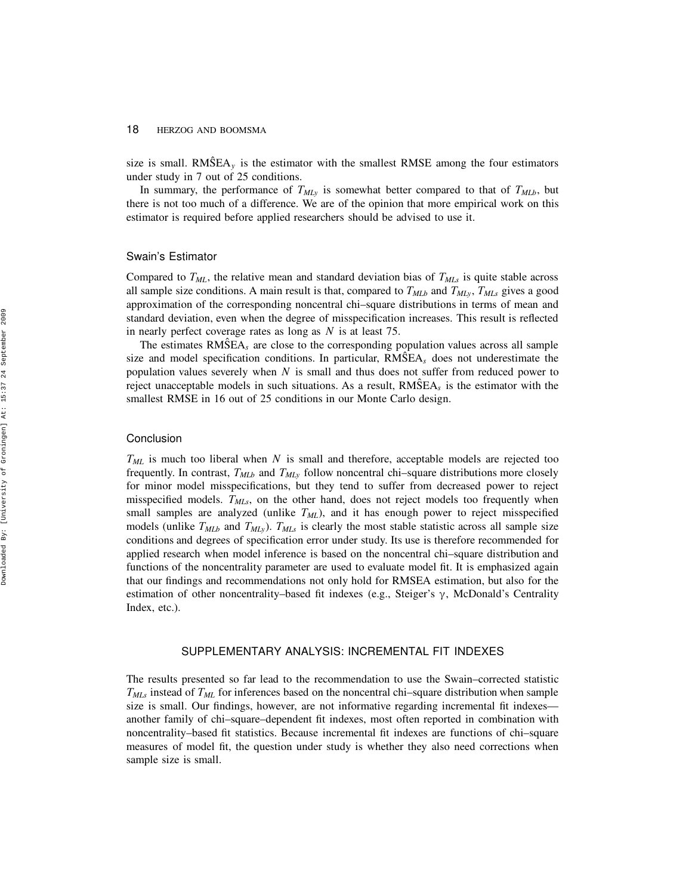size is small. $\widehat{\text{RMSEA}}_y$ is the estimator with the smallest RMSE among the four estimators under study in 7 out of 25 conditions.

In summary, the performance of $T_{MLy}$ is somewhat better compared to that of $T_{MLb}$, but there is not too much of a difference. We are of the opinion that more empirical work on this estimator is required before applied researchers should be advised to use it.

### Swain's Estimator

Compared to $T_{ML}$, the relative mean and standard deviation bias of $T_{MLs}$ is quite stable across all sample size conditions. A main result is that, compared to $T_{MLb}$ and $T_{MLy}$, $T_{MLs}$ gives a good approximation of the corresponding noncentral chi–square distributions in terms of mean and standard deviation, even when the degree of misspecification increases. This result is reflected in nearly perfect coverage rates as long as $N$ is at least 75.

The estimates $\widehat{\text{RMSEA}}_s$ are close to the corresponding population values across all sample size and model specification conditions. In particular, $\widehat{\text{RMSEA}}_s$ does not underestimate the population values severely when $N$ is small and thus does not suffer from reduced power to reject unacceptable models in such situations. As a result, $\widehat{\text{RMSEA}}_s$ is the estimator with the smallest RMSE in 16 out of 25 conditions in our Monte Carlo design.

### Conclusion

$T_{ML}$ is much too liberal when $N$ is small and therefore, acceptable models are rejected too frequently. In contrast, $T_{MLb}$ and $T_{MLy}$ follow noncentral chi–square distributions more closely for minor model misspecifications, but they tend to suffer from decreased power to reject misspecified models. $T_{MLs}$, on the other hand, does not reject models too frequently when small samples are analyzed (unlike $T_{ML}$), and it has enough power to reject misspecified models (unlike $T_{MLb}$ and $T_{MLy}$). $T_{MLs}$ is clearly the most stable statistic across all sample size conditions and degrees of specification error under study. Its use is therefore recommended for applied research when model inference is based on the noncentral chi–square distribution and functions of the noncentrality parameter are used to evaluate model fit. It is emphasized again that our findings and recommendations not only hold for RMSEA estimation, but also for the estimation of other noncentrality–based fit indexes (e.g., Steiger's $\gamma$, McDonald's Centrality Index, etc.).

## SUPPLEMENTARY ANALYSIS: INCREMENTAL FIT INDEXES

The results presented so far lead to the recommendation to use the Swain–corrected statistic $T_{MLs}$ instead of $T_{ML}$ for inferences based on the noncentral chi–square distribution when sample size is small. Our findings, however, are not informative regarding incremental fit indexes—another family of chi–square–dependent fit indexes, most often reported in combination with noncentrality–based fit statistics. Because incremental fit indexes are functions of chi–square measures of model fit, the question under study is whether they also need corrections when sample size is small.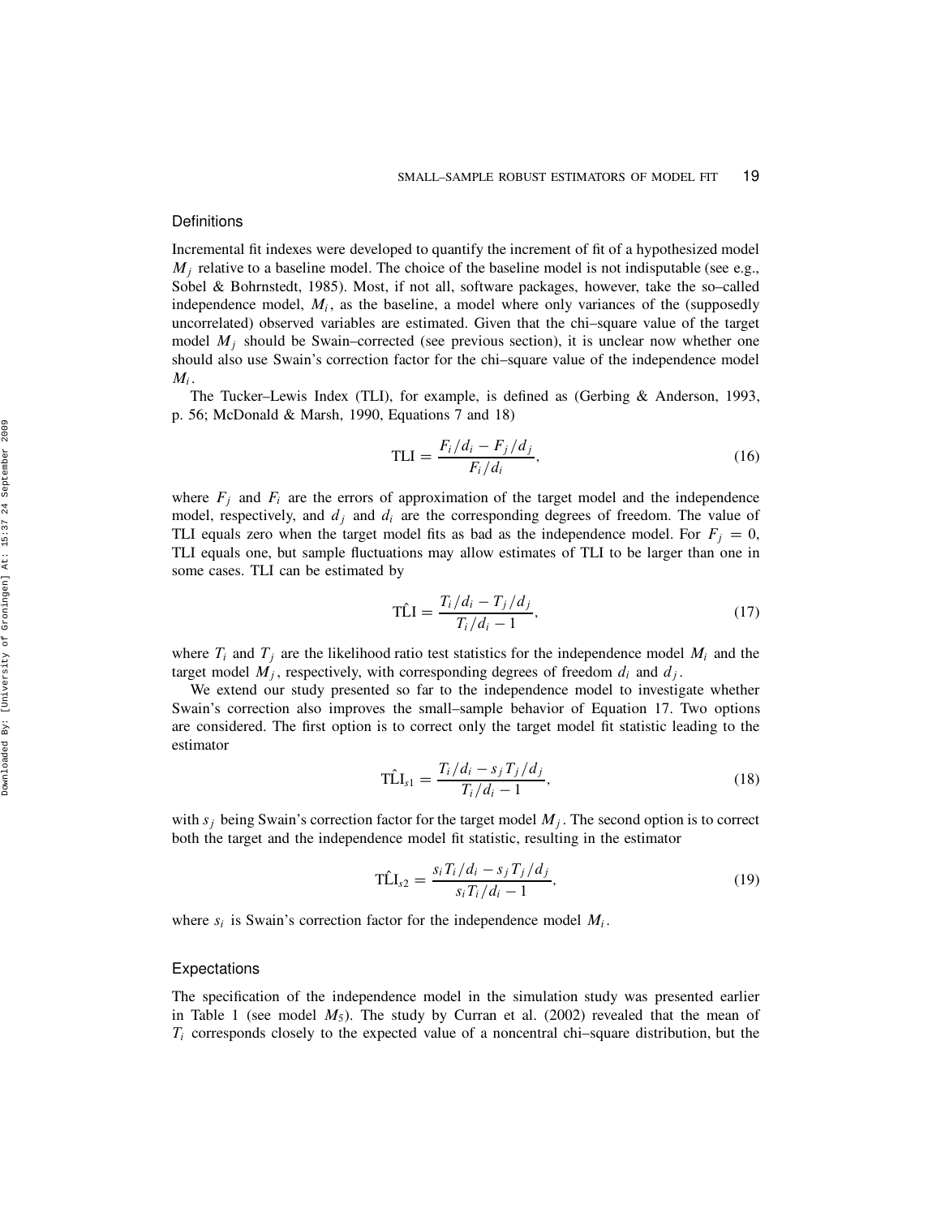### Definitions

Incremental fit indexes were developed to quantify the increment of fit of a hypothesized model $M_j$ relative to a baseline model. The choice of the baseline model is not indisputable (see e.g., Sobel & Bohrnstedt, 1985). Most, if not all, software packages, however, take the so–called independence model, $M_i$, as the baseline, a model where only variances of the (supposedly uncorrelated) observed variables are estimated. Given that the chi–square value of the target model $M_j$ should be Swain–corrected (see previous section), it is unclear now whether one should also use Swain's correction factor for the chi–square value of the independence model $M_i$.

The Tucker–Lewis Index (TLI), for example, is defined as (Gerbing & Anderson, 1993, p. 56; McDonald & Marsh, 1990, Equations 7 and 18)

$$\text{TLI} = \frac{F_i/d_i - F_j/d_j}{F_i/d_i}, \tag{16}$$

where $F_j$ and $F_i$ are the errors of approximation of the target model and the independence model, respectively, and $d_j$ and $d_i$ are the corresponding degrees of freedom. The value of TLI equals zero when the target model fits as bad as the independence model. For $F_j = 0$, TLI equals one, but sample fluctuations may allow estimates of TLI to be larger than one in some cases. TLI can be estimated by

$$\hat{\text{TLI}} = \frac{T_i/d_i - T_j/d_j}{T_i/d_i - 1}, \tag{17}$$

where $T_i$ and $T_j$ are the likelihood ratio test statistics for the independence model $M_i$ and the target model $M_j$, respectively, with corresponding degrees of freedom $d_i$ and $d_j$.

We extend our study presented so far to the independence model to investigate whether Swain's correction also improves the small–sample behavior of Equation 17. Two options are considered. The first option is to correct only the target model fit statistic leading to the estimator

$$\hat{\text{TLI}}_{s1} = \frac{T_i/d_i - s_j T_j/d_j}{T_i/d_i - 1}, \tag{18}$$

with $s_j$ being Swain's correction factor for the target model $M_j$. The second option is to correct both the target and the independence model fit statistic, resulting in the estimator

$$\hat{\text{TLI}}_{s2} = \frac{s_i T_i/d_i - s_j T_j/d_j}{s_i T_i/d_i - 1}, \tag{19}$$

where $s_i$ is Swain's correction factor for the independence model $M_i$.

### Expectations

The specification of the independence model in the simulation study was presented earlier in Table 1 (see model $M_5$). The study by Curran et al. (2002) revealed that the mean of $T_i$ corresponds closely to the expected value of a noncentral chi–square distribution, but the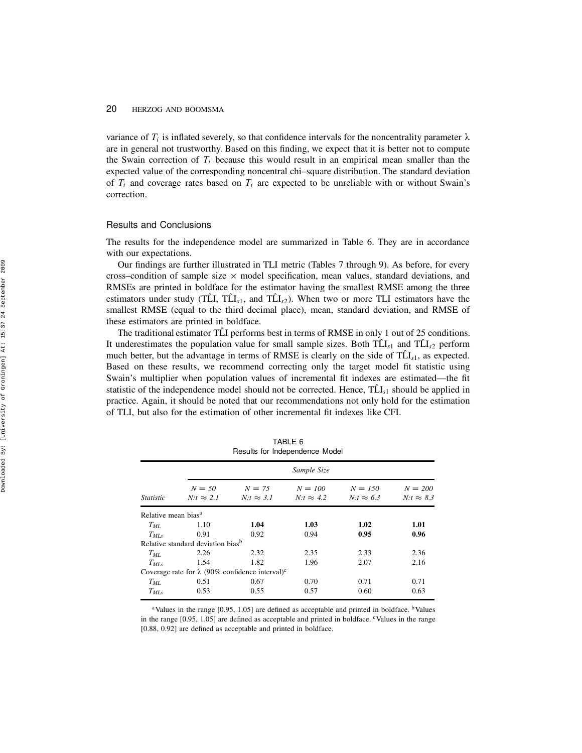variance of $T_i$ is inflated severely, so that confidence intervals for the noncentrality parameter $\lambda$ are in general not trustworthy. Based on this finding, we expect that it is better not to compute the Swain correction of $T_i$ because this would result in an empirical mean smaller than the expected value of the corresponding noncentral chi–square distribution. The standard deviation of $T_i$ and coverage rates based on $T_i$ are expected to be unreliable with or without Swain's correction.

## Results and Conclusions

The results for the independence model are summarized in Table 6. They are in accordance with our expectations.

Our findings are further illustrated in TLI metric (Tables 7 through 9). As before, for every cross–condition of sample size × model specification, mean values, standard deviations, and RMSEs are printed in boldface for the estimator having the smallest RMSE among the three estimators under study ($\hat{TLI}$, $\hat{TLI}_{s1}$, and $\hat{TLI}_{s2}$). When two or more TLI estimators have the smallest RMSE (equal to the third decimal place), mean, standard deviation, and RMSE of these estimators are printed in boldface.

The traditional estimator $\hat{TLI}$ performs best in terms of RMSE in only 1 out of 25 conditions. It underestimates the population value for small sample sizes. Both $\hat{TLI}_{s1}$ and $\hat{TLI}_{s2}$ perform much better, but the advantage in terms of RMSE is clearly on the side of $\hat{TLI}_{s1}$, as expected. Based on these results, we recommend correcting only the target model fit statistic using Swain's multiplier when population values of incremental fit indexes are estimated—the fit statistic of the independence model should not be corrected. Hence, $\hat{TLI}_{s1}$ should be applied in practice. Again, it should be noted that our recommendations not only hold for the estimation of TLI, but also for the estimation of other incremental fit indexes like CFI.

TABLE 6
Results for Independence Model

| | *Sample Size* | | | | |
|---|---|---|---|---|---|
| *Statistic* | $N = 50$ $N{:}t \approx 2.1$ | $N = 75$ $N{:}t \approx 3.1$ | $N = 100$ $N{:}t \approx 4.2$ | $N = 150$ $N{:}t \approx 6.3$ | $N = 200$ $N{:}t \approx 8.3$ |
| Relative mean bias[a] | | | | | |
| $T_{ML}$ | 1.10 | **1.04** | **1.03** | **1.02** | **1.01** |
| $T_{MLs}$ | 0.91 | 0.92 | 0.94 | **0.95** | **0.96** |
| Relative standard deviation bias[b] | | | | | |
| $T_{ML}$ | 2.26 | 2.32 | 2.35 | 2.33 | 2.36 |
| $T_{MLs}$ | 1.54 | 1.82 | 1.96 | 2.07 | 2.16 |
| Coverage rate for $\lambda$ (90% confidence interval)[c] | | | | | |
| $T_{ML}$ | 0.51 | 0.67 | 0.70 | 0.71 | 0.71 |
| $T_{MLs}$ | 0.53 | 0.55 | 0.57 | 0.60 | 0.63 |

[a]Values in the range [0.95, 1.05] are defined as acceptable and printed in boldface. [b]Values in the range [0.95, 1.05] are defined as acceptable and printed in boldface. [c]Values in the range [0.88, 0.92] are defined as acceptable and printed in boldface.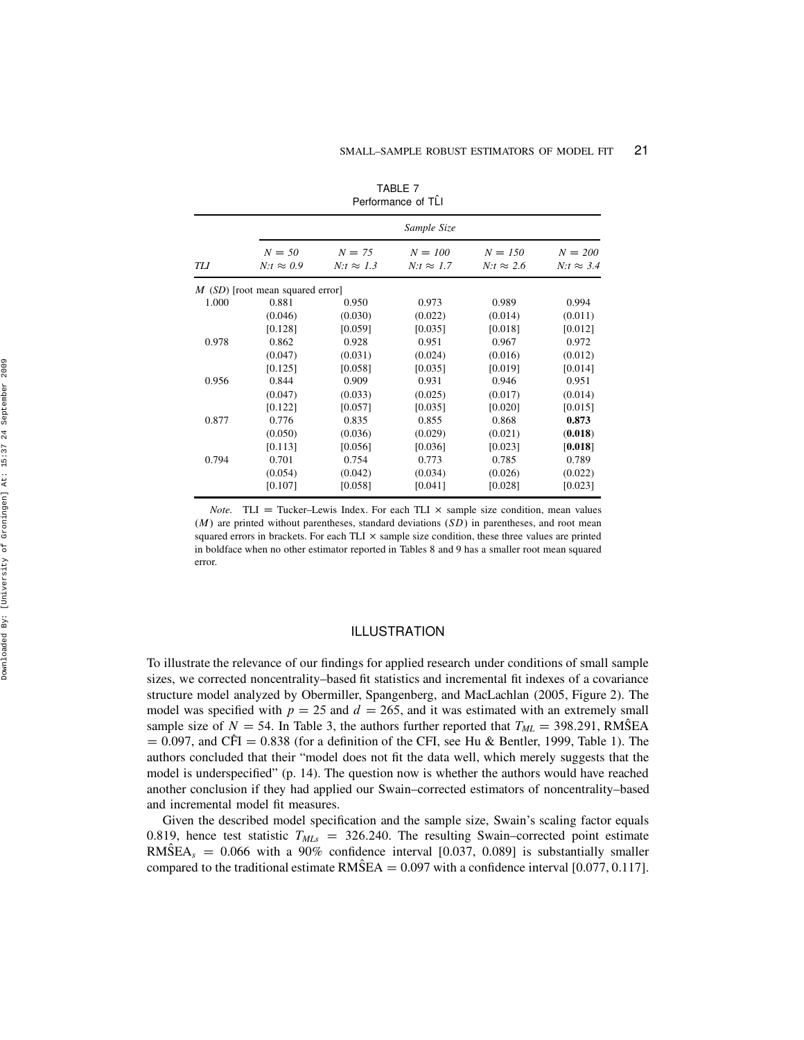TABLE 7
Performance of $\hat{TLI}$

| | Sample Size | | | | |
|---|---|---|---|---|---|
| *TLI* | $N = 50$ $N{:}t \approx 0.9$ | $N = 75$ $N{:}t \approx 1.3$ | $N = 100$ $N{:}t \approx 1.7$ | $N = 150$ $N{:}t \approx 2.6$ | $N = 200$ $N{:}t \approx 3.4$ |
| *M* (*SD*) [root mean squared error] | | | | | |
| 1.000 | 0.881 | 0.950 | 0.973 | 0.989 | 0.994 |
| | (0.046) | (0.030) | (0.022) | (0.014) | (0.011) |
| | [0.128] | [0.059] | [0.035] | [0.018] | [0.012] |
| 0.978 | 0.862 | 0.928 | 0.951 | 0.967 | 0.972 |
| | (0.047) | (0.031) | (0.024) | (0.016) | (0.012) |
| | [0.125] | [0.058] | [0.035] | [0.019] | [0.014] |
| 0.956 | 0.844 | 0.909 | 0.931 | 0.946 | 0.951 |
| | (0.047) | (0.033) | (0.025) | (0.017) | (0.014) |
| | [0.122] | [0.057] | [0.035] | [0.020] | [0.015] |
| 0.877 | 0.776 | 0.835 | 0.855 | 0.868 | **0.873** |
| | (0.050) | (0.036) | (0.029) | (0.021) | (**0.018**) |
| | [0.113] | [0.056] | [0.036] | [0.023] | [**0.018**] |
| 0.794 | 0.701 | 0.754 | 0.773 | 0.785 | 0.789 |
| | (0.054) | (0.042) | (0.034) | (0.026) | (0.022) |
| | [0.107] | [0.058] | [0.041] | [0.028] | [0.023] |

*Note.* TLI = Tucker–Lewis Index. For each TLI × sample size condition, mean values ($M$) are printed without parentheses, standard deviations ($SD$) in parentheses, and root mean squared errors in brackets. For each TLI × sample size condition, these three values are printed in boldface when no other estimator reported in Tables 8 and 9 has a smaller root mean squared error.

## ILLUSTRATION

To illustrate the relevance of our findings for applied research under conditions of small sample sizes, we corrected noncentrality–based fit statistics and incremental fit indexes of a covariance structure model analyzed by Obermiller, Spangenberg, and MacLachlan (2005, Figure 2). The model was specified with $p = 25$ and $d = 265$, and it was estimated with an extremely small sample size of $N = 54$. In Table 3, the authors further reported that $T_{ML} = 398.291$, $\hat{RMSEA} = 0.097$, and $\hat{CFI} = 0.838$ (for a definition of the CFI, see Hu & Bentler, 1999, Table 1). The authors concluded that their "model does not fit the data well, which merely suggests that the model is underspecified" (p. 14). The question now is whether the authors would have reached another conclusion if they had applied our Swain–corrected estimators of noncentrality–based and incremental model fit measures.

Given the described model specification and the sample size, Swain's scaling factor equals 0.819, hence test statistic $T_{MLs} = 326.240$. The resulting Swain–corrected point estimate $\hat{RMSEA}_s = 0.066$ with a 90% confidence interval [0.037, 0.089] is substantially smaller compared to the traditional estimate $\hat{RMSEA} = 0.097$ with a confidence interval [0.077, 0.117].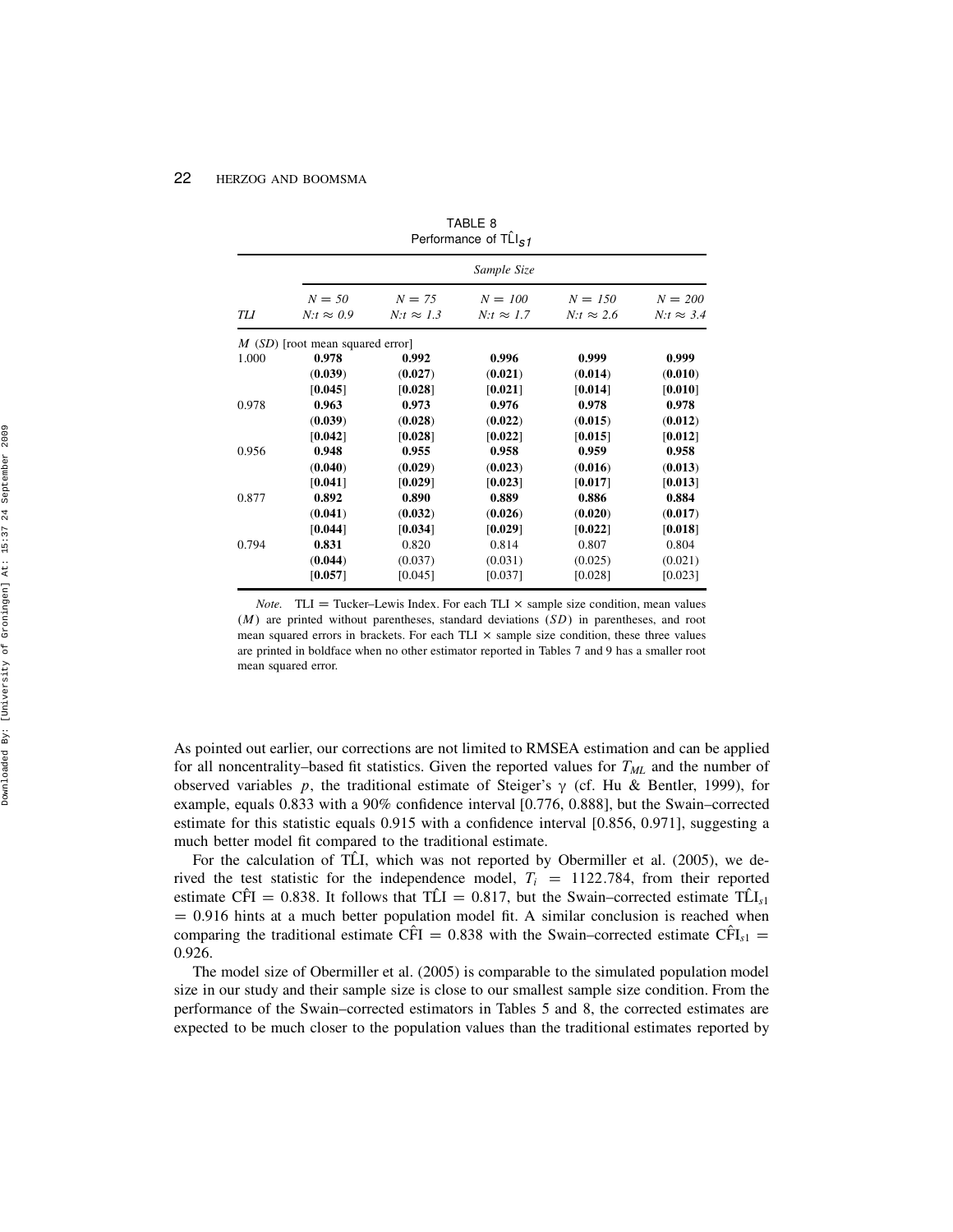TABLE 8
Performance of $\hat{TLI}_{s1}$

| | Sample Size | | | | |
|---|---|---|---|---|---|
| *TLI* | $N = 50$ $N{:}t \approx 0.9$ | $N = 75$ $N{:}t \approx 1.3$ | $N = 100$ $N{:}t \approx 1.7$ | $N = 150$ $N{:}t \approx 2.6$ | $N = 200$ $N{:}t \approx 3.4$ |
| *M* (*SD*) [root mean squared error] | | | | | |
| 1.000 | **0.978** | **0.992** | **0.996** | **0.999** | **0.999** |
| | **(0.039)** | **(0.027)** | **(0.021)** | **(0.014)** | **(0.010)** |
| | **[0.045]** | **[0.028]** | **[0.021]** | **[0.014]** | **[0.010]** |
| 0.978 | **0.963** | **0.973** | **0.976** | **0.978** | **0.978** |
| | **(0.039)** | **(0.028)** | **(0.022)** | **(0.015)** | **(0.012)** |
| | **[0.042]** | **[0.028]** | **[0.022]** | **[0.015]** | **[0.012]** |
| 0.956 | **0.948** | **0.955** | **0.958** | **0.959** | **0.958** |
| | **(0.040)** | **(0.029)** | **(0.023)** | **(0.016)** | **(0.013)** |
| | **[0.041]** | **[0.029]** | **[0.023]** | **[0.017]** | **[0.013]** |
| 0.877 | **0.892** | **0.890** | **0.889** | **0.886** | **0.884** |
| | **(0.041)** | **(0.032)** | **(0.026)** | **(0.020)** | **(0.017)** |
| | **[0.044]** | **[0.034]** | **[0.029]** | **[0.022]** | **[0.018]** |
| 0.794 | **0.831** | 0.820 | 0.814 | 0.807 | 0.804 |
| | **(0.044)** | (0.037) | (0.031) | (0.025) | (0.021) |
| | **[0.057]** | [0.045] | [0.037] | [0.028] | [0.023] |

*Note.* TLI = Tucker–Lewis Index. For each TLI × sample size condition, mean values ($M$) are printed without parentheses, standard deviations ($SD$) in parentheses, and root mean squared errors in brackets. For each TLI × sample size condition, these three values are printed in boldface when no other estimator reported in Tables 7 and 9 has a smaller root mean squared error.

As pointed out earlier, our corrections are not limited to RMSEA estimation and can be applied for all noncentrality–based fit statistics. Given the reported values for $T_{ML}$ and the number of observed variables $p$, the traditional estimate of Steiger's $\gamma$ (cf. Hu & Bentler, 1999), for example, equals 0.833 with a 90% confidence interval [0.776, 0.888], but the Swain–corrected estimate for this statistic equals 0.915 with a confidence interval [0.856, 0.971], suggesting a much better model fit compared to the traditional estimate.

For the calculation of $\hat{TLI}$, which was not reported by Obermiller et al. (2005), we derived the test statistic for the independence model, $T_i = 1122.784$, from their reported estimate $\hat{CFI} = 0.838$. It follows that $\hat{TLI} = 0.817$, but the Swain–corrected estimate $\hat{TLI}_{s1} = 0.916$ hints at a much better population model fit. A similar conclusion is reached when comparing the traditional estimate $\hat{CFI} = 0.838$ with the Swain–corrected estimate $\hat{CFI}_{s1} = 0.926$.

The model size of Obermiller et al. (2005) is comparable to the simulated population model size in our study and their sample size is close to our smallest sample size condition. From the performance of the Swain–corrected estimators in Tables 5 and 8, the corrected estimates are expected to be much closer to the population values than the traditional estimates reported by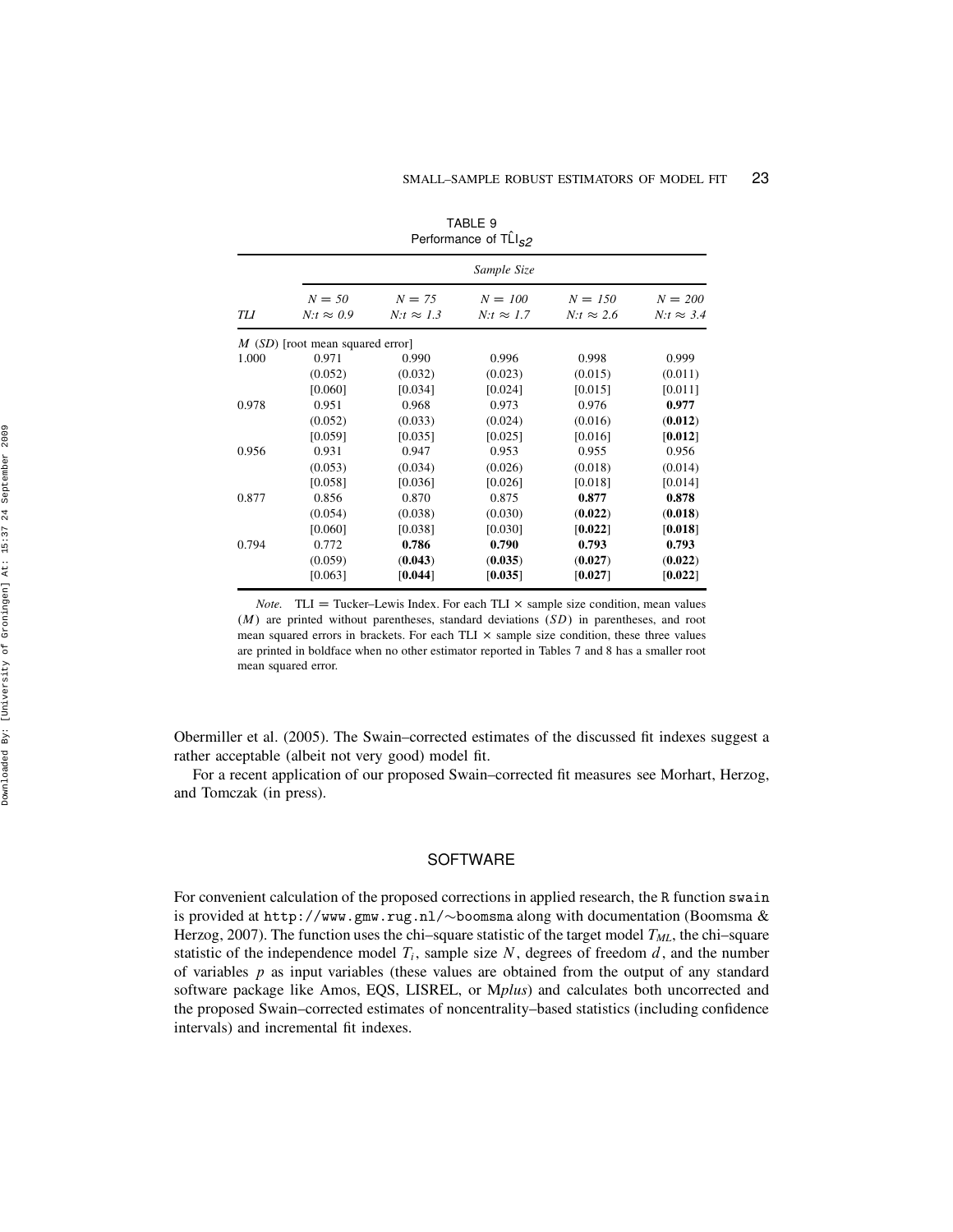TABLE 9

Performance of $\hat{TLI}_{S2}$

| | Sample Size | | | | |
|---|---|---|---|---|---|
| *TLI* | $N = 50$ $N{:}t \approx 0.9$ | $N = 75$ $N{:}t \approx 1.3$ | $N = 100$ $N{:}t \approx 1.7$ | $N = 150$ $N{:}t \approx 2.6$ | $N = 200$ $N{:}t \approx 3.4$ |
| $M$ ($SD$) [root mean squared error] | | | | | |
| 1.000 | 0.971 | 0.990 | 0.996 | 0.998 | 0.999 |
| | (0.052) | (0.032) | (0.023) | (0.015) | (0.011) |
| | [0.060] | [0.034] | [0.024] | [0.015] | [0.011] |
| 0.978 | 0.951 | 0.968 | 0.973 | 0.976 | **0.977** |
| | (0.052) | (0.033) | (0.024) | (0.016) | (**0.012**) |
| | [0.059] | [0.035] | [0.025] | [0.016] | [**0.012**] |
| 0.956 | 0.931 | 0.947 | 0.953 | 0.955 | 0.956 |
| | (0.053) | (0.034) | (0.026) | (0.018) | (0.014) |
| | [0.058] | [0.036] | [0.026] | [0.018] | [0.014] |
| 0.877 | 0.856 | 0.870 | 0.875 | **0.877** | **0.878** |
| | (0.054) | (0.038) | (0.030) | (**0.022**) | (**0.018**) |
| | [0.060] | [0.038] | [0.030] | [**0.022**] | [**0.018**] |
| 0.794 | 0.772 | **0.786** | **0.790** | **0.793** | **0.793** |
| | (0.059) | (**0.043**) | (**0.035**) | (**0.027**) | (**0.022**) |
| | [0.063] | [**0.044**] | [**0.035**] | [**0.027**] | [**0.022**] |

*Note.* TLI = Tucker–Lewis Index. For each TLI × sample size condition, mean values ($M$) are printed without parentheses, standard deviations ($SD$) in parentheses, and root mean squared errors in brackets. For each TLI × sample size condition, these three values are printed in boldface when no other estimator reported in Tables 7 and 8 has a smaller root mean squared error.

Obermiller et al. (2005). The Swain–corrected estimates of the discussed fit indexes suggest a rather acceptable (albeit not very good) model fit.

For a recent application of our proposed Swain–corrected fit measures see Morhart, Herzog, and Tomczak (in press).

## SOFTWARE

For convenient calculation of the proposed corrections in applied research, the R function `swain` is provided at `http://www.gmw.rug.nl/~boomsma` along with documentation (Boomsma & Herzog, 2007). The function uses the chi–square statistic of the target model $T_{ML}$, the chi–square statistic of the independence model $T_i$, sample size $N$, degrees of freedom $d$, and the number of variables $p$ as input variables (these values are obtained from the output of any standard software package like Amos, EQS, LISREL, or M*plus*) and calculates both uncorrected and the proposed Swain–corrected estimates of noncentrality–based statistics (including confidence intervals) and incremental fit indexes.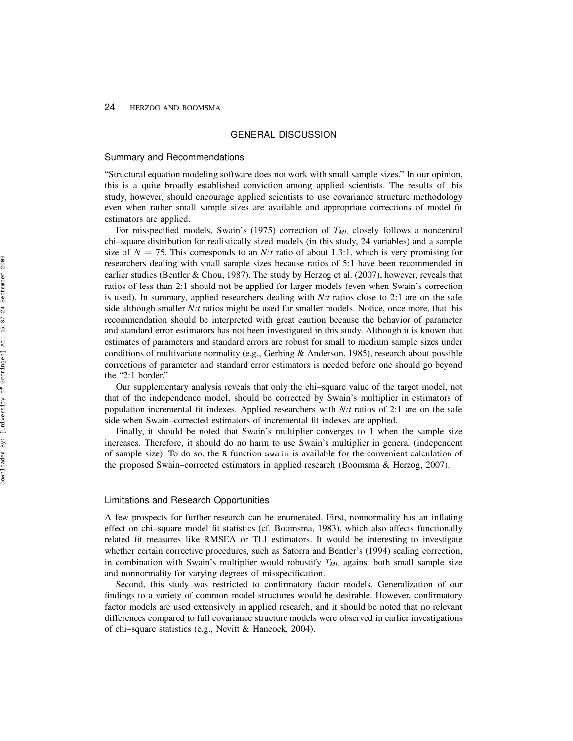## GENERAL DISCUSSION

### Summary and Recommendations

"Structural equation modeling software does not work with small sample sizes." In our opinion, this is a quite broadly established conviction among applied scientists. The results of this study, however, should encourage applied scientists to use covariance structure methodology even when rather small sample sizes are available and appropriate corrections of model fit estimators are applied.

For misspecified models, Swain's (1975) correction of $T_{ML}$ closely follows a noncentral chi–square distribution for realistically sized models (in this study, 24 variables) and a sample size of $N = 75$. This corresponds to an *N:t* ratio of about 1.3:1, which is very promising for researchers dealing with small sample sizes because ratios of 5:1 have been recommended in earlier studies (Bentler & Chou, 1987). The study by Herzog et al. (2007), however, reveals that ratios of less than 2:1 should not be applied for larger models (even when Swain's correction is used). In summary, applied researchers dealing with *N:t* ratios close to 2:1 are on the safe side although smaller *N:t* ratios might be used for smaller models. Notice, once more, that this recommendation should be interpreted with great caution because the behavior of parameter and standard error estimators has not been investigated in this study. Although it is known that estimates of parameters and standard errors are robust for small to medium sample sizes under conditions of multivariate normality (e.g., Gerbing & Anderson, 1985), research about possible corrections of parameter and standard error estimators is needed before one should go beyond the "2:1 border."

Our supplementary analysis reveals that only the chi–square value of the target model, not that of the independence model, should be corrected by Swain's multiplier in estimators of population incremental fit indexes. Applied researchers with *N:t* ratios of 2:1 are on the safe side when Swain–corrected estimators of incremental fit indexes are applied.

Finally, it should be noted that Swain's multiplier converges to 1 when the sample size increases. Therefore, it should do no harm to use Swain's multiplier in general (independent of sample size). To do so, the `R` function `swain` is available for the convenient calculation of the proposed Swain–corrected estimators in applied research (Boomsma & Herzog, 2007).

### Limitations and Research Opportunities

A few prospects for further research can be enumerated. First, nonnormality has an inflating effect on chi–square model fit statistics (cf. Boomsma, 1983), which also affects functionally related fit measures like RMSEA or TLI estimators. It would be interesting to investigate whether certain corrective procedures, such as Satorra and Bentler's (1994) scaling correction, in combination with Swain's multiplier would robustify $T_{ML}$ against both small sample size and nonnormality for varying degrees of misspecification.

Second, this study was restricted to confirmatory factor models. Generalization of our findings to a variety of common model structures would be desirable. However, confirmatory factor models are used extensively in applied research, and it should be noted that no relevant differences compared to full covariance structure models were observed in earlier investigations of chi–square statistics (e.g., Nevitt & Hancock, 2004).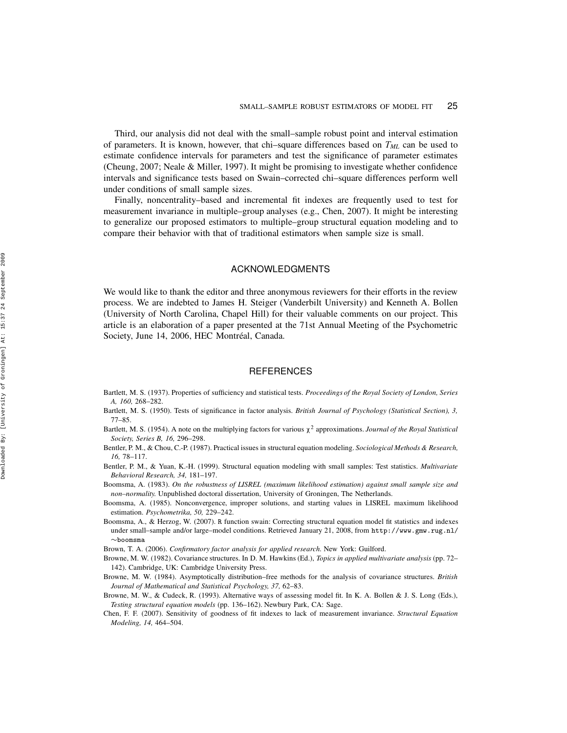Third, our analysis did not deal with the small–sample robust point and interval estimation of parameters. It is known, however, that chi–square differences based on $T_{ML}$ can be used to estimate confidence intervals for parameters and test the significance of parameter estimates (Cheung, 2007; Neale & Miller, 1997). It might be promising to investigate whether confidence intervals and significance tests based on Swain–corrected chi–square differences perform well under conditions of small sample sizes.

Finally, noncentrality–based and incremental fit indexes are frequently used to test for measurement invariance in multiple–group analyses (e.g., Chen, 2007). It might be interesting to generalize our proposed estimators to multiple–group structural equation modeling and to compare their behavior with that of traditional estimators when sample size is small.

## ACKNOWLEDGMENTS

We would like to thank the editor and three anonymous reviewers for their efforts in the review process. We are indebted to James H. Steiger (Vanderbilt University) and Kenneth A. Bollen (University of North Carolina, Chapel Hill) for their valuable comments on our project. This article is an elaboration of a paper presented at the 71st Annual Meeting of the Psychometric Society, June 14, 2006, HEC Montréal, Canada.

## REFERENCES

Bartlett, M. S. (1937). Properties of sufficiency and statistical tests. *Proceedings of the Royal Society of London, Series A, 160,* 268–282.

Bartlett, M. S. (1950). Tests of significance in factor analysis. *British Journal of Psychology (Statistical Section), 3,* 77–85.

Bartlett, M. S. (1954). A note on the multiplying factors for various $\chi^2$ approximations. *Journal of the Royal Statistical Society, Series B, 16,* 296–298.

Bentler, P. M., & Chou, C.-P. (1987). Practical issues in structural equation modeling. *Sociological Methods & Research, 16,* 78–117.

Bentler, P. M., & Yuan, K.-H. (1999). Structural equation modeling with small samples: Test statistics. *Multivariate Behavioral Research, 34,* 181–197.

Boomsma, A. (1983). *On the robustness of LISREL (maximum likelihood estimation) against small sample size and non–normality.* Unpublished doctoral dissertation, University of Groningen, The Netherlands.

Boomsma, A. (1985). Nonconvergence, improper solutions, and starting values in LISREL maximum likelihood estimation. *Psychometrika, 50,* 229–242.

Boomsma, A., & Herzog, W. (2007). R function swain: Correcting structural equation model fit statistics and indexes under small–sample and/or large–model conditions. Retrieved January 21, 2008, from http://www.gmw.rug.nl/~boomsma

Brown, T. A. (2006). *Confirmatory factor analysis for applied research.* New York: Guilford.

Browne, M. W. (1982). Covariance structures. In D. M. Hawkins (Ed.), *Topics in applied multivariate analysis* (pp. 72–142). Cambridge, UK: Cambridge University Press.

Browne, M. W. (1984). Asymptotically distribution–free methods for the analysis of covariance structures. *British Journal of Mathematical and Statistical Psychology, 37,* 62–83.

Browne, M. W., & Cudeck, R. (1993). Alternative ways of assessing model fit. In K. A. Bollen & J. S. Long (Eds.), *Testing structural equation models* (pp. 136–162). Newbury Park, CA: Sage.

Chen, F. F. (2007). Sensitivity of goodness of fit indexes to lack of measurement invariance. *Structural Equation Modeling, 14,* 464–504.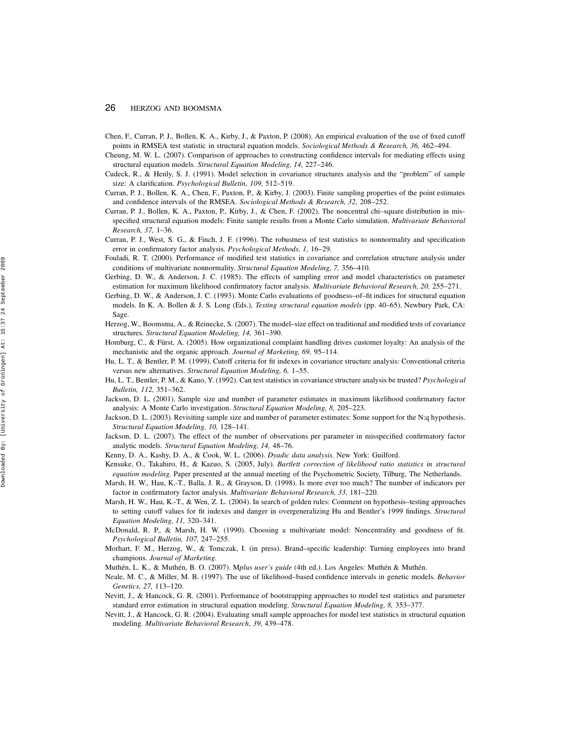Chen, F., Curran, P. J., Bollen, K. A., Kirby, J., & Paxton, P. (2008). An empirical evaluation of the use of fixed cutoff points in RMSEA test statistic in structural equation models. *Sociological Methods & Research, 36,* 462–494.

Cheung, M. W. L. (2007). Comparison of approaches to constructing confidence intervals for mediating effects using structural equation models. *Structural Equation Modeling, 14,* 227–246.

Cudeck, R., & Henly, S. J. (1991). Model selection in covariance structures analysis and the "problem" of sample size: A clarification. *Psychological Bulletin, 109,* 512–519.

Curran, P. J., Bollen, K. A., Chen, F., Paxton, P., & Kirby, J. (2003). Finite sampling properties of the point estimates and confidence intervals of the RMSEA. *Sociological Methods & Research, 32,* 208–252.

Curran, P. J., Bollen, K. A., Paxton, P., Kirby, J., & Chen, F. (2002). The noncentral chi–square distribution in misspecified structural equation models: Finite sample results from a Monte Carlo simulation. *Multivariate Behavioral Research, 37,* 1–36.

Curran, P. J., West, S. G., & Finch, J. F. (1996). The robustness of test statistics to nonnormality and specification error in confirmatory factor analysis. *Psychological Methods, 1,* 16–29.

Fouladi, R. T. (2000). Performance of modified test statistics in covariance and correlation structure analysis under conditions of multivariate nonnormality. *Structural Equation Modeling, 7,* 356–410.

Gerbing, D. W., & Anderson, J. C. (1985). The effects of sampling error and model characteristics on parameter estimation for maximum likelihood confirmatory factor analysis. *Multivariate Behavioral Research, 20,* 255–271.

Gerbing, D. W., & Anderson, J. C. (1993). Monte Carlo evaluations of goodness–of–fit indices for structural equation models. In K. A. Bollen & J. S. Long (Eds.), *Testing structural equation models* (pp. 40–65). Newbury Park, CA: Sage.

Herzog, W., Boomsma, A., & Reinecke, S. (2007). The model–size effect on traditional and modified tests of covariance structures. *Structural Equation Modeling, 14,* 361–390.

Homburg, C., & Fürst, A. (2005). How organizational complaint handling drives customer loyalty: An analysis of the mechanistic and the organic approach. *Journal of Marketing, 69,* 95–114.

Hu, L. T., & Bentler, P. M. (1999). Cutoff criteria for fit indexes in covariance structure analysis: Conventional criteria versus new alternatives. *Structural Equation Modeling, 6,* 1–55.

Hu, L. T., Bentler, P. M., & Kano, Y. (1992). Can test statistics in covariance structure analysis be trusted? *Psychological Bulletin, 112,* 351–362.

Jackson, D. L. (2001). Sample size and number of parameter estimates in maximum likelihood confirmatory factor analysis: A Monte Carlo investigation. *Structural Equation Modeling, 8,* 205–223.

Jackson, D. L. (2003). Revisiting sample size and number of parameter estimates: Some support for the N:q hypothesis. *Structural Equation Modeling, 10,* 128–141.

Jackson, D. L. (2007). The effect of the number of observations per parameter in misspecified confirmatory factor analytic models. *Structural Equation Modeling, 14,* 48–76.

Kenny, D. A., Kashy, D. A., & Cook, W. L. (2006). *Dyadic data analysis.* New York: Guilford.

Kensuke, O., Takahiro, H., & Kazuo, S. (2005, July). *Bartlett correction of likelihood ratio statistics in structural equation modeling.* Paper presented at the annual meeting of the Psychometric Society, Tilburg, The Netherlands.

Marsh, H. W., Hau, K.-T., Balla, J. R., & Grayson, D. (1998). Is more ever too much? The number of indicators per factor in confirmatory factor analysis. *Multivariate Behavioral Research, 33,* 181–220.

Marsh, H. W., Hau, K.-T., & Wen, Z. L. (2004). In search of golden rules: Comment on hypothesis–testing approaches to setting cutoff values for fit indexes and danger in overgeneralizing Hu and Bentler's 1999 findings. *Structural Equation Modeling, 11,* 320–341.

McDonald, R. P., & Marsh, H. W. (1990). Choosing a multivariate model: Noncentrality and goodness of fit. *Psychological Bulletin, 107,* 247–255.

Morhart, F. M., Herzog, W., & Tomczak, I. (in press). Brand–specific leadership: Turning employees into brand champions. *Journal of Marketing.*

Muthén, L. K., & Muthén, B. O. (2007). M*plus user's guide* (4th ed.). Los Angeles: Muthén & Muthén.

Neale, M. C., & Miller, M. B. (1997). The use of likelihood–based confidence intervals in genetic models. *Behavior Genetics, 27,* 113–120.

Nevitt, J., & Hancock, G. R. (2001). Performance of bootstrapping approaches to model test statistics and parameter standard error estimation in structural equation modeling. *Structural Equation Modeling, 8,* 353–377.

Nevitt, J., & Hancock, G. R. (2004). Evaluating small sample approaches for model test statistics in structural equation modeling. *Multivariate Behavioral Research, 39,* 439–478.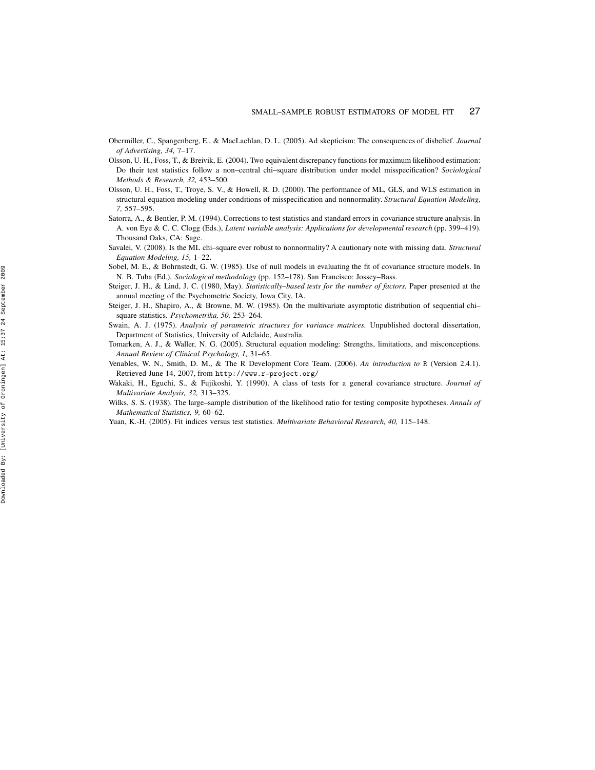Obermiller, C., Spangenberg, E., & MacLachlan, D. L. (2005). Ad skepticism: The consequences of disbelief. *Journal of Advertising, 34,* 7–17.

Olsson, U. H., Foss, T., & Breivik, E. (2004). Two equivalent discrepancy functions for maximum likelihood estimation: Do their test statistics follow a non–central chi–square distribution under model misspecification? *Sociological Methods & Research, 32,* 453–500.

Olsson, U. H., Foss, T., Troye, S. V., & Howell, R. D. (2000). The performance of ML, GLS, and WLS estimation in structural equation modeling under conditions of misspecification and nonnormality. *Structural Equation Modeling, 7,* 557–595.

Satorra, A., & Bentler, P. M. (1994). Corrections to test statistics and standard errors in covariance structure analysis. In A. von Eye & C. C. Clogg (Eds.), *Latent variable analysis: Applications for developmental research* (pp. 399–419). Thousand Oaks, CA: Sage.

Savalei, V. (2008). Is the ML chi–square ever robust to nonnormality? A cautionary note with missing data. *Structural Equation Modeling, 15,* 1–22.

Sobel, M. E., & Bohrnstedt, G. W. (1985). Use of null models in evaluating the fit of covariance structure models. In N. B. Tuba (Ed.), *Sociological methodology* (pp. 152–178). San Francisco: Jossey–Bass.

Steiger, J. H., & Lind, J. C. (1980, May). *Statistically–based tests for the number of factors.* Paper presented at the annual meeting of the Psychometric Society, Iowa City, IA.

Steiger, J. H., Shapiro, A., & Browne, M. W. (1985). On the multivariate asymptotic distribution of sequential chi–square statistics. *Psychometrika, 50,* 253–264.

Swain, A. J. (1975). *Analysis of parametric structures for variance matrices.* Unpublished doctoral dissertation, Department of Statistics, University of Adelaide, Australia.

Tomarken, A. J., & Waller, N. G. (2005). Structural equation modeling: Strengths, limitations, and misconceptions. *Annual Review of Clinical Psychology, 1,* 31–65.

Venables, W. N., Smith, D. M., & The R Development Core Team. (2006). *An introduction to* R (Version 2.4.1). Retrieved June 14, 2007, from `http://www.r-project.org/`

Wakaki, H., Eguchi, S., & Fujikoshi, Y. (1990). A class of tests for a general covariance structure. *Journal of Multivariate Analysis, 32,* 313–325.

Wilks, S. S. (1938). The large–sample distribution of the likelihood ratio for testing composite hypotheses. *Annals of Mathematical Statistics, 9,* 60–62.

Yuan, K.-H. (2005). Fit indices versus test statistics. *Multivariate Behavioral Research, 40,* 115–148.